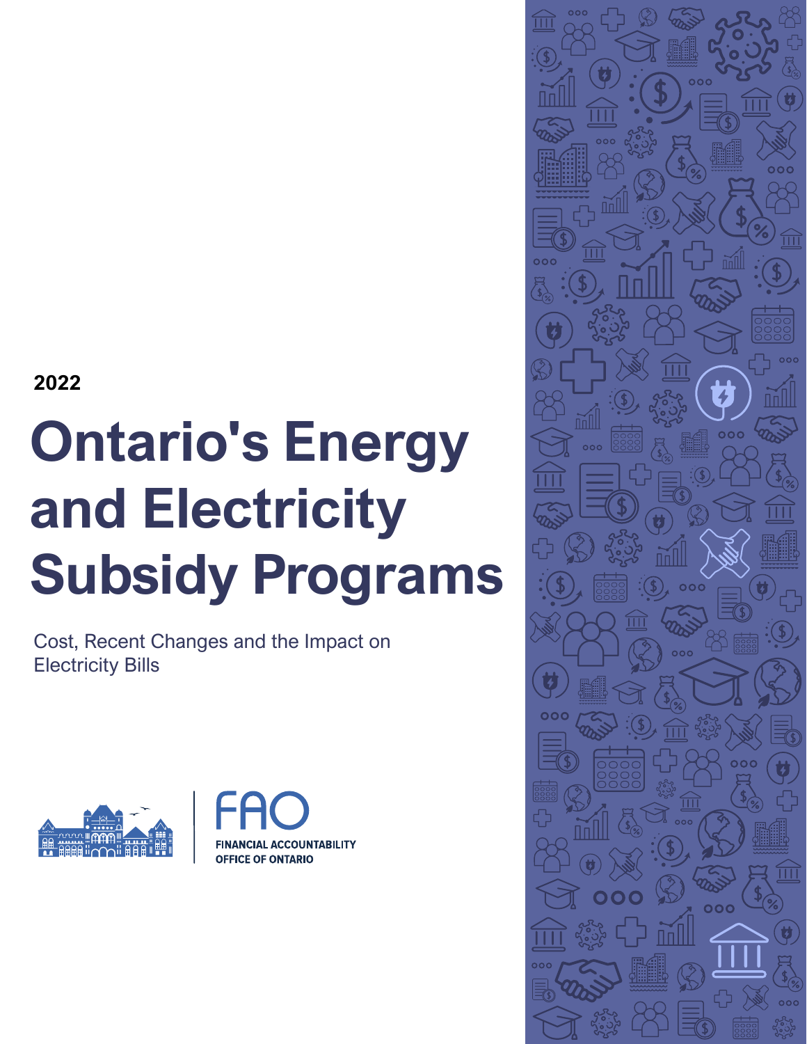2022

# Ontario's Energy and Electricity Subsidy Programs

Cost, Recent Changes and the Impact on Electricity Bills

FAO

FINANCIAL ACCOUNTABILITY OFFICE OF ONTARIO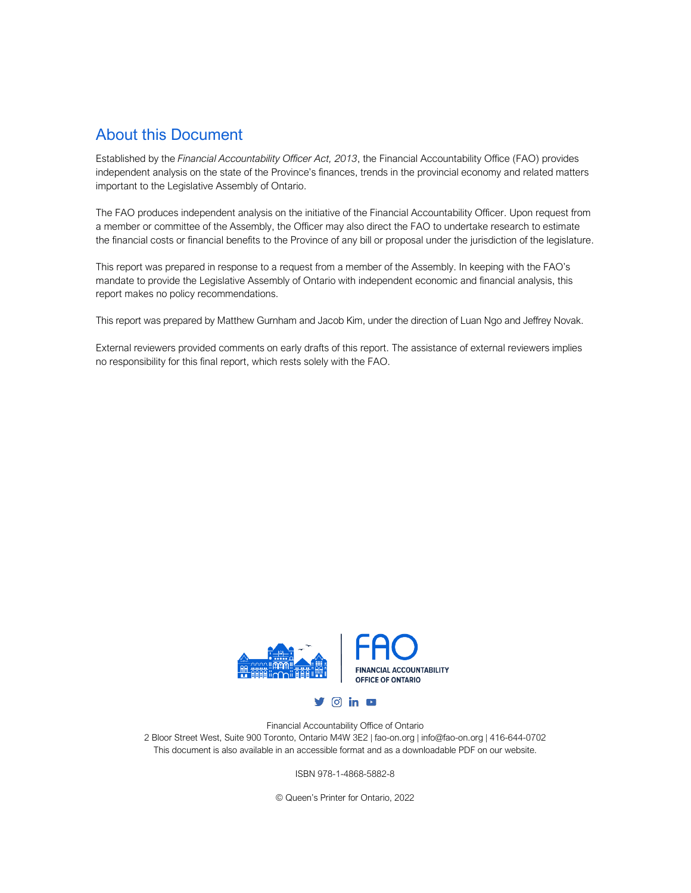## About this Document

Established by the *Financial Accountability Officer Act, 2013*, the Financial Accountability Office (FAO) provides independent analysis on the state of the Province's finances, trends in the provincial economy and related matters important to the Legislative Assembly of Ontario.

The FAO produces independent analysis on the initiative of the Financial Accountability Officer. Upon request from a member or committee of the Assembly, the Officer may also direct the FAO to undertake research to estimate the financial costs or financial benefits to the Province of any bill or proposal under the jurisdiction of the legislature.

This report was prepared in response to a request from a member of the Assembly. In keeping with the FAO's mandate to provide the Legislative Assembly of Ontario with independent economic and financial analysis, this report makes no policy recommendations.

This report was prepared by Matthew Gurnham and Jacob Kim, under the direction of Luan Ngo and Jeffrey Novak.

External reviewers provided comments on early drafts of this report. The assistance of external reviewers implies no responsibility for this final report, which rests solely with the FAO.

FAO FINANCIAL ACCOUNTABILITY OFFICE OF ONTARIO

Financial Accountability Office of Ontario
2 Bloor Street West, Suite 900 Toronto, Ontario M4W 3E2 | fao-on.org | info@fao-on.org | 416-644-0702
This document is also available in an accessible format and as a downloadable PDF on our website.

ISBN 978-1-4868-5882-8

© Queen's Printer for Ontario, 2022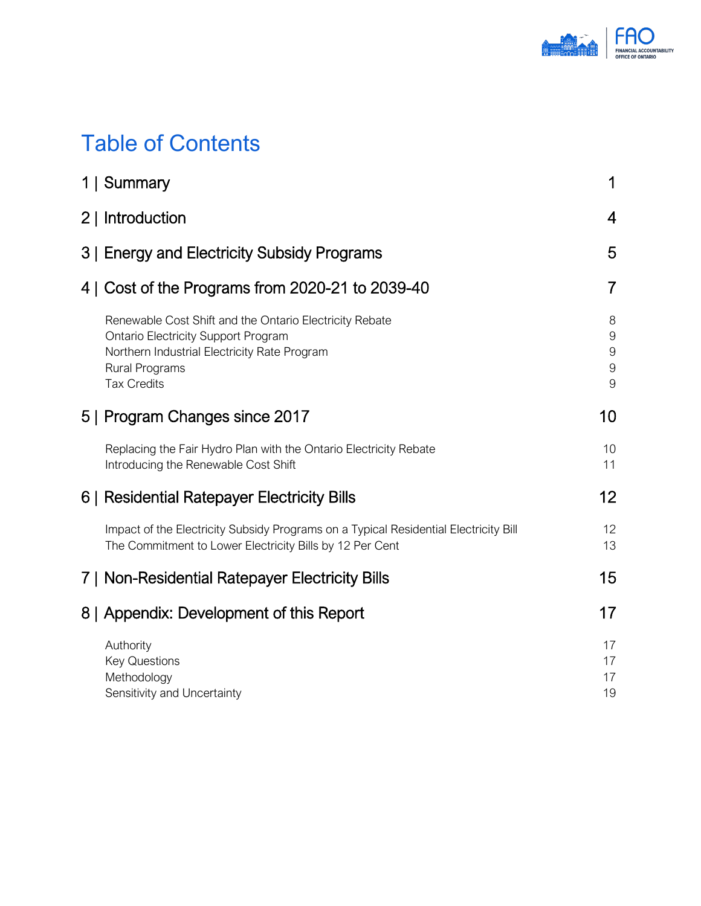# Table of Contents

| | |
|---|---|
| 1 \| Summary | 1 |
| 2 \| Introduction | 4 |
| 3 \| Energy and Electricity Subsidy Programs | 5 |
| 4 \| Cost of the Programs from 2020-21 to 2039-40 | 7 |
| Renewable Cost Shift and the Ontario Electricity Rebate | 8 |
| Ontario Electricity Support Program | 9 |
| Northern Industrial Electricity Rate Program | 9 |
| Rural Programs | 9 |
| Tax Credits | 9 |
| 5 \| Program Changes since 2017 | 10 |
| Replacing the Fair Hydro Plan with the Ontario Electricity Rebate | 10 |
| Introducing the Renewable Cost Shift | 11 |
| 6 \| Residential Ratepayer Electricity Bills | 12 |
| Impact of the Electricity Subsidy Programs on a Typical Residential Electricity Bill | 12 |
| The Commitment to Lower Electricity Bills by 12 Per Cent | 13 |
| 7 \| Non-Residential Ratepayer Electricity Bills | 15 |
| 8 \| Appendix: Development of this Report | 17 |
| Authority | 17 |
| Key Questions | 17 |
| Methodology | 17 |
| Sensitivity and Uncertainty | 19 |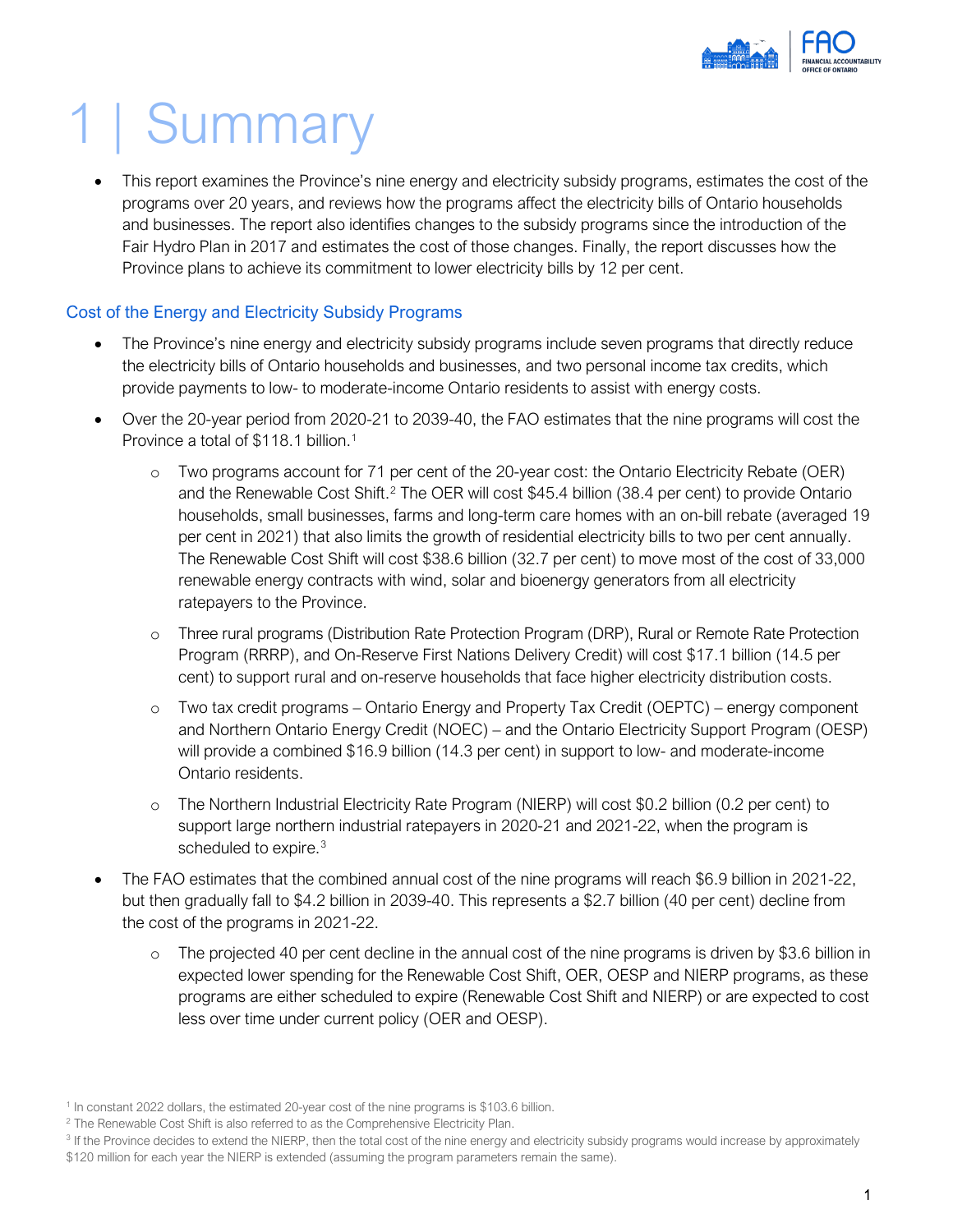# 1 | Summary

- This report examines the Province's nine energy and electricity subsidy programs, estimates the cost of the programs over 20 years, and reviews how the programs affect the electricity bills of Ontario households and businesses. The report also identifies changes to the subsidy programs since the introduction of the Fair Hydro Plan in 2017 and estimates the cost of those changes. Finally, the report discusses how the Province plans to achieve its commitment to lower electricity bills by 12 per cent.

## Cost of the Energy and Electricity Subsidy Programs

- The Province's nine energy and electricity subsidy programs include seven programs that directly reduce the electricity bills of Ontario households and businesses, and two personal income tax credits, which provide payments to low- to moderate-income Ontario residents to assist with energy costs.
- Over the 20-year period from 2020-21 to 2039-40, the FAO estimates that the nine programs will cost the Province a total of $118.1 billion.[1]
    - Two programs account for 71 per cent of the 20-year cost: the Ontario Electricity Rebate (OER) and the Renewable Cost Shift.[2] The OER will cost $45.4 billion (38.4 per cent) to provide Ontario households, small businesses, farms and long-term care homes with an on-bill rebate (averaged 19 per cent in 2021) that also limits the growth of residential electricity bills to two per cent annually. The Renewable Cost Shift will cost $38.6 billion (32.7 per cent) to move most of the cost of 33,000 renewable energy contracts with wind, solar and bioenergy generators from all electricity ratepayers to the Province.
    - Three rural programs (Distribution Rate Protection Program (DRP), Rural or Remote Rate Protection Program (RRRP), and On-Reserve First Nations Delivery Credit) will cost $17.1 billion (14.5 per cent) to support rural and on-reserve households that face higher electricity distribution costs.
    - Two tax credit programs – Ontario Energy and Property Tax Credit (OEPTC) – energy component and Northern Ontario Energy Credit (NOEC) – and the Ontario Electricity Support Program (OESP) will provide a combined $16.9 billion (14.3 per cent) in support to low- and moderate-income Ontario residents.
    - The Northern Industrial Electricity Rate Program (NIERP) will cost $0.2 billion (0.2 per cent) to support large northern industrial ratepayers in 2020-21 and 2021-22, when the program is scheduled to expire.[3]
- The FAO estimates that the combined annual cost of the nine programs will reach $6.9 billion in 2021-22, but then gradually fall to $4.2 billion in 2039-40. This represents a $2.7 billion (40 per cent) decline from the cost of the programs in 2021-22.
    - The projected 40 per cent decline in the annual cost of the nine programs is driven by $3.6 billion in expected lower spending for the Renewable Cost Shift, OER, OESP and NIERP programs, as these programs are either scheduled to expire (Renewable Cost Shift and NIERP) or are expected to cost less over time under current policy (OER and OESP).

[1] In constant 2022 dollars, the estimated 20-year cost of the nine programs is $103.6 billion.

[2] The Renewable Cost Shift is also referred to as the Comprehensive Electricity Plan.

[3] If the Province decides to extend the NIERP, then the total cost of the nine energy and electricity subsidy programs would increase by approximately $120 million for each year the NIERP is extended (assuming the program parameters remain the same).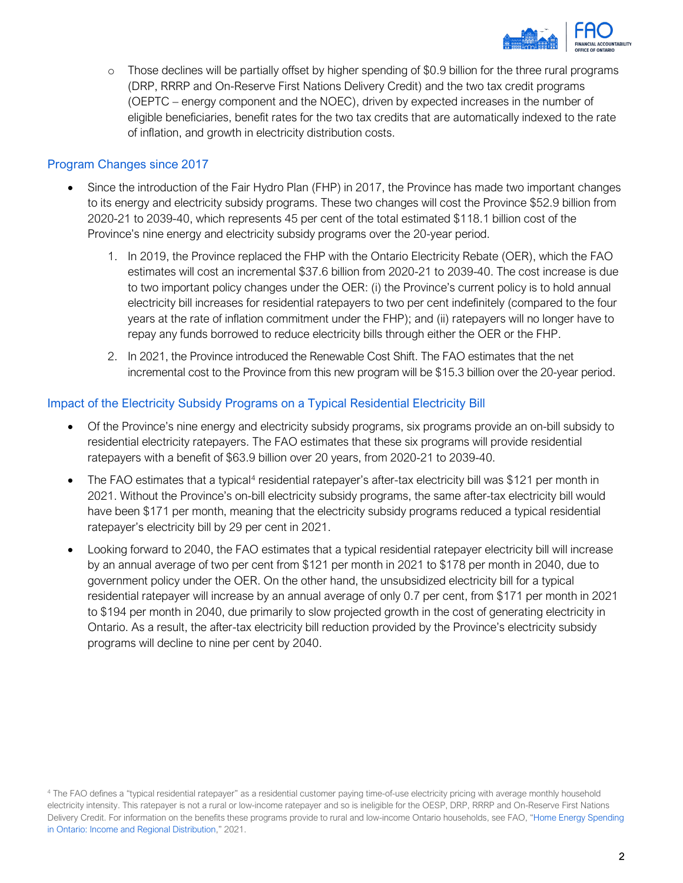- Those declines will be partially offset by higher spending of $0.9 billion for the three rural programs (DRP, RRRP and On-Reserve First Nations Delivery Credit) and the two tax credit programs (OEPTC – energy component and the NOEC), driven by expected increases in the number of eligible beneficiaries, benefit rates for the two tax credits that are automatically indexed to the rate of inflation, and growth in electricity distribution costs.

## Program Changes since 2017

- Since the introduction of the Fair Hydro Plan (FHP) in 2017, the Province has made two important changes to its energy and electricity subsidy programs. These two changes will cost the Province $52.9 billion from 2020-21 to 2039-40, which represents 45 per cent of the total estimated $118.1 billion cost of the Province's nine energy and electricity subsidy programs over the 20-year period.
  1. In 2019, the Province replaced the FHP with the Ontario Electricity Rebate (OER), which the FAO estimates will cost an incremental $37.6 billion from 2020-21 to 2039-40. The cost increase is due to two important policy changes under the OER: (i) the Province's current policy is to hold annual electricity bill increases for residential ratepayers to two per cent indefinitely (compared to the four years at the rate of inflation commitment under the FHP); and (ii) ratepayers will no longer have to repay any funds borrowed to reduce electricity bills through either the OER or the FHP.
  2. In 2021, the Province introduced the Renewable Cost Shift. The FAO estimates that the net incremental cost to the Province from this new program will be $15.3 billion over the 20-year period.

## Impact of the Electricity Subsidy Programs on a Typical Residential Electricity Bill

- Of the Province's nine energy and electricity subsidy programs, six programs provide an on-bill subsidy to residential electricity ratepayers. The FAO estimates that these six programs will provide residential ratepayers with a benefit of $63.9 billion over 20 years, from 2020-21 to 2039-40.
- The FAO estimates that a typical[4] residential ratepayer's after-tax electricity bill was $121 per month in 2021. Without the Province's on-bill electricity subsidy programs, the same after-tax electricity bill would have been $171 per month, meaning that the electricity subsidy programs reduced a typical residential ratepayer's electricity bill by 29 per cent in 2021.
- Looking forward to 2040, the FAO estimates that a typical residential ratepayer electricity bill will increase by an annual average of two per cent from $121 per month in 2021 to $178 per month in 2040, due to government policy under the OER. On the other hand, the unsubsidized electricity bill for a typical residential ratepayer will increase by an annual average of only 0.7 per cent, from $171 per month in 2021 to $194 per month in 2040, due primarily to slow projected growth in the cost of generating electricity in Ontario. As a result, the after-tax electricity bill reduction provided by the Province's electricity subsidy programs will decline to nine per cent by 2040.

[4] The FAO defines a "typical residential ratepayer" as a residential customer paying time-of-use electricity pricing with average monthly household electricity intensity. This ratepayer is not a rural or low-income ratepayer and so is ineligible for the OESP, DRP, RRRP and On-Reserve First Nations Delivery Credit. For information on the benefits these programs provide to rural and low-income Ontario households, see FAO, "Home Energy Spending in Ontario: Income and Regional Distribution," 2021.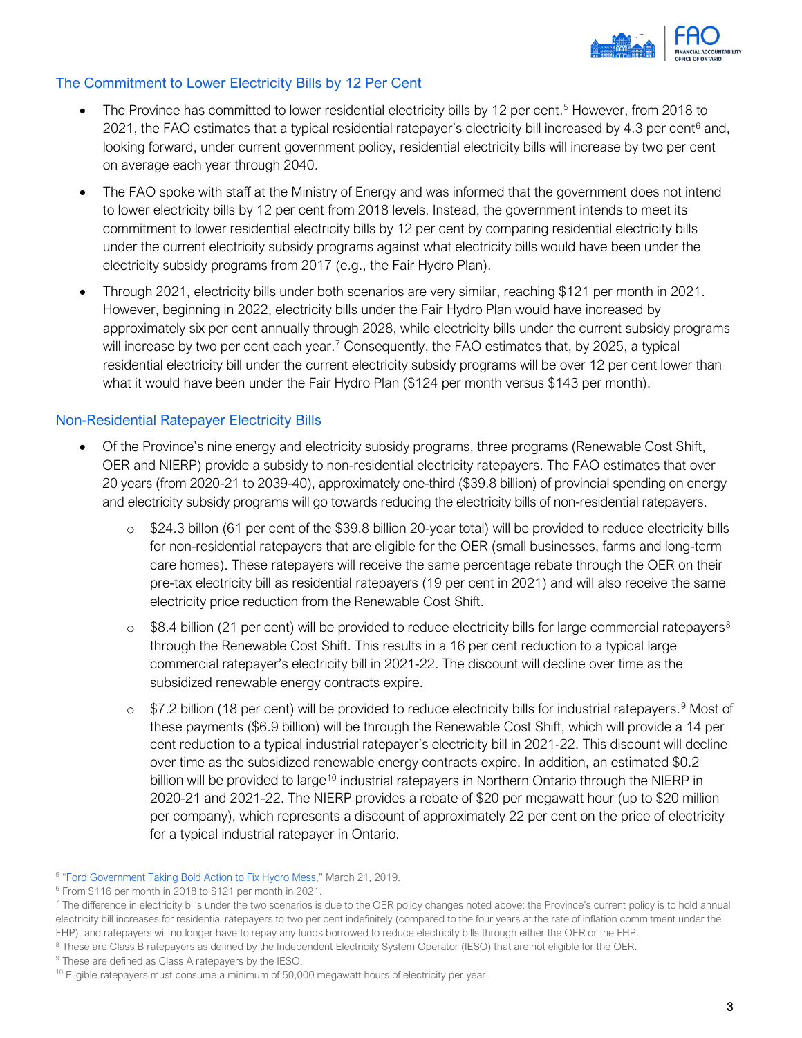## The Commitment to Lower Electricity Bills by 12 Per Cent

- The Province has committed to lower residential electricity bills by 12 per cent.[5] However, from 2018 to 2021, the FAO estimates that a typical residential ratepayer's electricity bill increased by 4.3 per cent[6] and, looking forward, under current government policy, residential electricity bills will increase by two per cent on average each year through 2040.
- The FAO spoke with staff at the Ministry of Energy and was informed that the government does not intend to lower electricity bills by 12 per cent from 2018 levels. Instead, the government intends to meet its commitment to lower residential electricity bills by 12 per cent by comparing residential electricity bills under the current electricity subsidy programs against what electricity bills would have been under the electricity subsidy programs from 2017 (e.g., the Fair Hydro Plan).
- Through 2021, electricity bills under both scenarios are very similar, reaching $121 per month in 2021. However, beginning in 2022, electricity bills under the Fair Hydro Plan would have increased by approximately six per cent annually through 2028, while electricity bills under the current subsidy programs will increase by two per cent each year.[7] Consequently, the FAO estimates that, by 2025, a typical residential electricity bill under the current electricity subsidy programs will be over 12 per cent lower than what it would have been under the Fair Hydro Plan ($124 per month versus $143 per month).

## Non-Residential Ratepayer Electricity Bills

- Of the Province's nine energy and electricity subsidy programs, three programs (Renewable Cost Shift, OER and NIERP) provide a subsidy to non-residential electricity ratepayers. The FAO estimates that over 20 years (from 2020-21 to 2039-40), approximately one-third ($39.8 billion) of provincial spending on energy and electricity subsidy programs will go towards reducing the electricity bills of non-residential ratepayers.
  - $24.3 billon (61 per cent of the $39.8 billion 20-year total) will be provided to reduce electricity bills for non-residential ratepayers that are eligible for the OER (small businesses, farms and long-term care homes). These ratepayers will receive the same percentage rebate through the OER on their pre-tax electricity bill as residential ratepayers (19 per cent in 2021) and will also receive the same electricity price reduction from the Renewable Cost Shift.
  - $8.4 billion (21 per cent) will be provided to reduce electricity bills for large commercial ratepayers[8] through the Renewable Cost Shift. This results in a 16 per cent reduction to a typical large commercial ratepayer's electricity bill in 2021-22. The discount will decline over time as the subsidized renewable energy contracts expire.
  - $7.2 billion (18 per cent) will be provided to reduce electricity bills for industrial ratepayers.[9] Most of these payments ($6.9 billion) will be through the Renewable Cost Shift, which will provide a 14 per cent reduction to a typical industrial ratepayer's electricity bill in 2021-22. This discount will decline over time as the subsidized renewable energy contracts expire. In addition, an estimated $0.2 billion will be provided to large[10] industrial ratepayers in Northern Ontario through the NIERP in 2020-21 and 2021-22. The NIERP provides a rebate of $20 per megawatt hour (up to $20 million per company), which represents a discount of approximately 22 per cent on the price of electricity for a typical industrial ratepayer in Ontario.

[5] "Ford Government Taking Bold Action to Fix Hydro Mess," March 21, 2019.

[6] From $116 per month in 2018 to $121 per month in 2021.

[7] The difference in electricity bills under the two scenarios is due to the OER policy changes noted above: the Province's current policy is to hold annual electricity bill increases for residential ratepayers to two per cent indefinitely (compared to the four years at the rate of inflation commitment under the FHP), and ratepayers will no longer have to repay any funds borrowed to reduce electricity bills through either the OER or the FHP.

[8] These are Class B ratepayers as defined by the Independent Electricity System Operator (IESO) that are not eligible for the OER.

[9] These are defined as Class A ratepayers by the IESO.

[10] Eligible ratepayers must consume a minimum of 50,000 megawatt hours of electricity per year.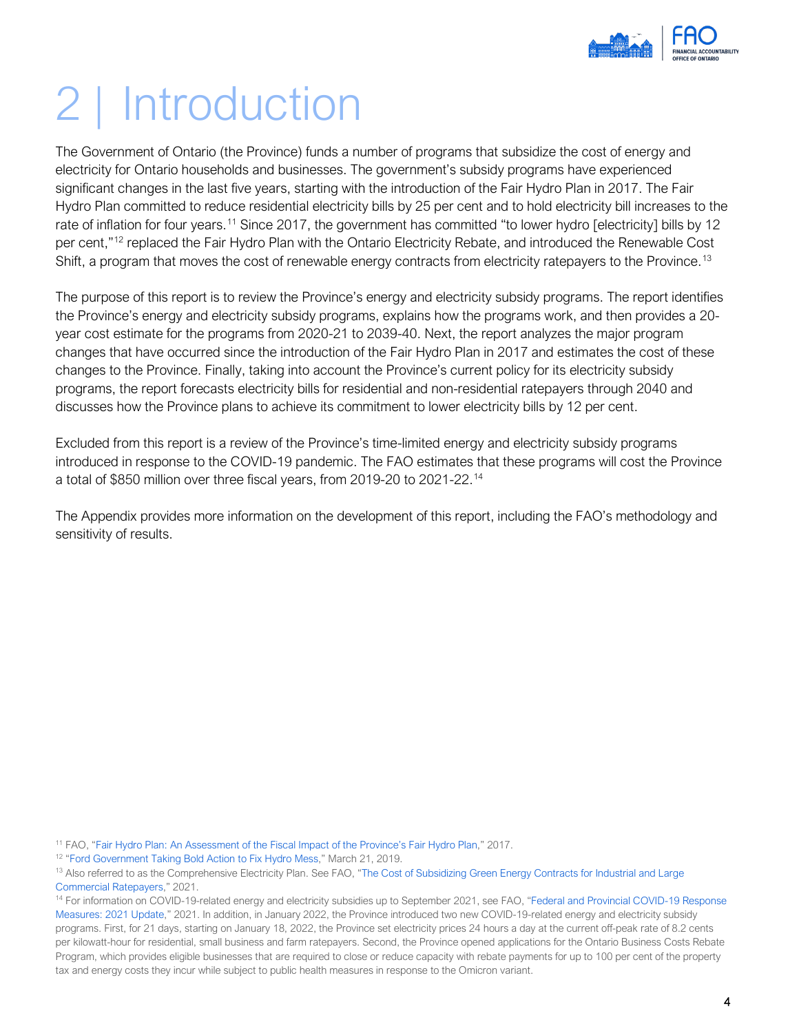# 2 | Introduction

The Government of Ontario (the Province) funds a number of programs that subsidize the cost of energy and electricity for Ontario households and businesses. The government's subsidy programs have experienced significant changes in the last five years, starting with the introduction of the Fair Hydro Plan in 2017. The Fair Hydro Plan committed to reduce residential electricity bills by 25 per cent and to hold electricity bill increases to the rate of inflation for four years.[11] Since 2017, the government has committed "to lower hydro [electricity] bills by 12 per cent,"[12] replaced the Fair Hydro Plan with the Ontario Electricity Rebate, and introduced the Renewable Cost Shift, a program that moves the cost of renewable energy contracts from electricity ratepayers to the Province.[13]

The purpose of this report is to review the Province's energy and electricity subsidy programs. The report identifies the Province's energy and electricity subsidy programs, explains how the programs work, and then provides a 20-year cost estimate for the programs from 2020-21 to 2039-40. Next, the report analyzes the major program changes that have occurred since the introduction of the Fair Hydro Plan in 2017 and estimates the cost of these changes to the Province. Finally, taking into account the Province's current policy for its electricity subsidy programs, the report forecasts electricity bills for residential and non-residential ratepayers through 2040 and discusses how the Province plans to achieve its commitment to lower electricity bills by 12 per cent.

Excluded from this report is a review of the Province's time-limited energy and electricity subsidy programs introduced in response to the COVID-19 pandemic. The FAO estimates that these programs will cost the Province a total of $850 million over three fiscal years, from 2019-20 to 2021-22.[14]

The Appendix provides more information on the development of this report, including the FAO's methodology and sensitivity of results.

---

[11] FAO, "Fair Hydro Plan: An Assessment of the Fiscal Impact of the Province's Fair Hydro Plan," 2017.

[12] "Ford Government Taking Bold Action to Fix Hydro Mess," March 21, 2019.

[13] Also referred to as the Comprehensive Electricity Plan. See FAO, "The Cost of Subsidizing Green Energy Contracts for Industrial and Large Commercial Ratepayers," 2021.

[14] For information on COVID-19-related energy and electricity subsidies up to September 2021, see FAO, "Federal and Provincial COVID-19 Response Measures: 2021 Update," 2021. In addition, in January 2022, the Province introduced two new COVID-19-related energy and electricity subsidy programs. First, for 21 days, starting on January 18, 2022, the Province set electricity prices 24 hours a day at the current off-peak rate of 8.2 cents per kilowatt-hour for residential, small business and farm ratepayers. Second, the Province opened applications for the Ontario Business Costs Rebate Program, which provides eligible businesses that are required to close or reduce capacity with rebate payments for up to 100 per cent of the property tax and energy costs they incur while subject to public health measures in response to the Omicron variant.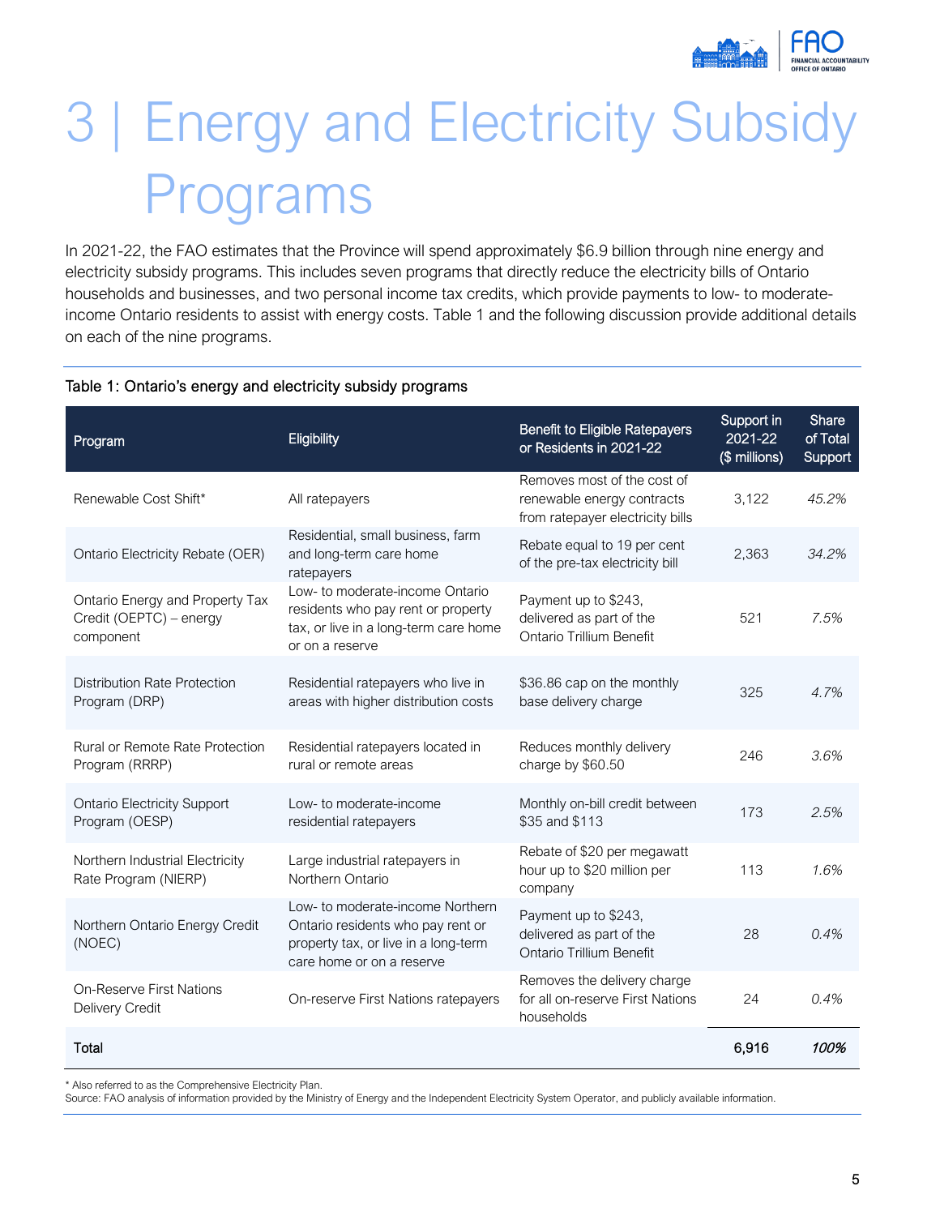# 3 | Energy and Electricity Subsidy Programs

In 2021-22, the FAO estimates that the Province will spend approximately $6.9 billion through nine energy and electricity subsidy programs. This includes seven programs that directly reduce the electricity bills of Ontario households and businesses, and two personal income tax credits, which provide payments to low- to moderate-income Ontario residents to assist with energy costs. Table 1 and the following discussion provide additional details on each of the nine programs.

Table 1: Ontario's energy and electricity subsidy programs

| Program | Eligibility | Benefit to Eligible Ratepayers or Residents in 2021-22 | Support in 2021-22 ($ millions) | Share of Total Support |
|---|---|---|---|---|
| Renewable Cost Shift* | All ratepayers | Removes most of the cost of renewable energy contracts from ratepayer electricity bills | 3,122 | *45.2%* |
| Ontario Electricity Rebate (OER) | Residential, small business, farm and long-term care home ratepayers | Rebate equal to 19 per cent of the pre-tax electricity bill | 2,363 | *34.2%* |
| Ontario Energy and Property Tax Credit (OEPTC) – energy component | Low- to moderate-income Ontario residents who pay rent or property tax, or live in a long-term care home or on a reserve | Payment up to $243, delivered as part of the Ontario Trillium Benefit | 521 | *7.5%* |
| Distribution Rate Protection Program (DRP) | Residential ratepayers who live in areas with higher distribution costs | $36.86 cap on the monthly base delivery charge | 325 | *4.7%* |
| Rural or Remote Rate Protection Program (RRRP) | Residential ratepayers located in rural or remote areas | Reduces monthly delivery charge by $60.50 | 246 | *3.6%* |
| Ontario Electricity Support Program (OESP) | Low- to moderate-income residential ratepayers | Monthly on-bill credit between $35 and $113 | 173 | *2.5%* |
| Northern Industrial Electricity Rate Program (NIERP) | Large industrial ratepayers in Northern Ontario | Rebate of $20 per megawatt hour up to $20 million per company | 113 | *1.6%* |
| Northern Ontario Energy Credit (NOEC) | Low- to moderate-income Northern Ontario residents who pay rent or property tax, or live in a long-term care home or on a reserve | Payment up to $243, delivered as part of the Ontario Trillium Benefit | 28 | *0.4%* |
| On-Reserve First Nations Delivery Credit | On-reserve First Nations ratepayers | Removes the delivery charge for all on-reserve First Nations households | 24 | *0.4%* |
| **Total** | | | **6,916** | ***100%*** |

\* Also referred to as the Comprehensive Electricity Plan.
Source: FAO analysis of information provided by the Ministry of Energy and the Independent Electricity System Operator, and publicly available information.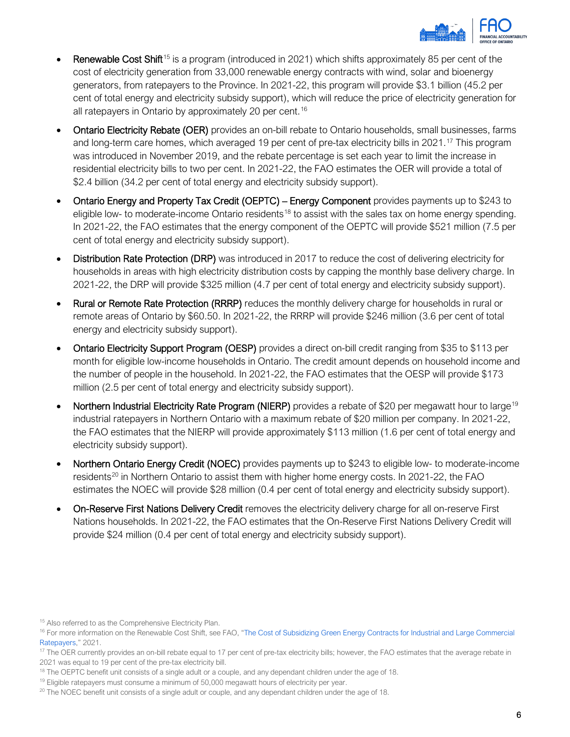- **Renewable Cost Shift**[15] is a program (introduced in 2021) which shifts approximately 85 per cent of the cost of electricity generation from 33,000 renewable energy contracts with wind, solar and bioenergy generators, from ratepayers to the Province. In 2021-22, this program will provide $3.1 billion (45.2 per cent of total energy and electricity subsidy support), which will reduce the price of electricity generation for all ratepayers in Ontario by approximately 20 per cent.[16]
- **Ontario Electricity Rebate (OER)** provides an on-bill rebate to Ontario households, small businesses, farms and long-term care homes, which averaged 19 per cent of pre-tax electricity bills in 2021.[17] This program was introduced in November 2019, and the rebate percentage is set each year to limit the increase in residential electricity bills to two per cent. In 2021-22, the FAO estimates the OER will provide a total of $2.4 billion (34.2 per cent of total energy and electricity subsidy support).
- **Ontario Energy and Property Tax Credit (OEPTC) – Energy Component** provides payments up to $243 to eligible low- to moderate-income Ontario residents[18] to assist with the sales tax on home energy spending. In 2021-22, the FAO estimates that the energy component of the OEPTC will provide $521 million (7.5 per cent of total energy and electricity subsidy support).
- **Distribution Rate Protection (DRP)** was introduced in 2017 to reduce the cost of delivering electricity for households in areas with high electricity distribution costs by capping the monthly base delivery charge. In 2021-22, the DRP will provide $325 million (4.7 per cent of total energy and electricity subsidy support).
- **Rural or Remote Rate Protection (RRRP)** reduces the monthly delivery charge for households in rural or remote areas of Ontario by $60.50. In 2021-22, the RRRP will provide $246 million (3.6 per cent of total energy and electricity subsidy support).
- **Ontario Electricity Support Program (OESP)** provides a direct on-bill credit ranging from $35 to $113 per month for eligible low-income households in Ontario. The credit amount depends on household income and the number of people in the household. In 2021-22, the FAO estimates that the OESP will provide $173 million (2.5 per cent of total energy and electricity subsidy support).
- **Northern Industrial Electricity Rate Program (NIERP)** provides a rebate of $20 per megawatt hour to large[19] industrial ratepayers in Northern Ontario with a maximum rebate of $20 million per company. In 2021-22, the FAO estimates that the NIERP will provide approximately $113 million (1.6 per cent of total energy and electricity subsidy support).
- **Northern Ontario Energy Credit (NOEC)** provides payments up to $243 to eligible low- to moderate-income residents[20] in Northern Ontario to assist them with higher home energy costs. In 2021-22, the FAO estimates the NOEC will provide $28 million (0.4 per cent of total energy and electricity subsidy support).
- **On-Reserve First Nations Delivery Credit** removes the electricity delivery charge for all on-reserve First Nations households. In 2021-22, the FAO estimates that the On-Reserve First Nations Delivery Credit will provide $24 million (0.4 per cent of total energy and electricity subsidy support).

[15] Also referred to as the Comprehensive Electricity Plan.

[16] For more information on the Renewable Cost Shift, see FAO, "The Cost of Subsidizing Green Energy Contracts for Industrial and Large Commercial Ratepayers," 2021.

[17] The OER currently provides an on-bill rebate equal to 17 per cent of pre-tax electricity bills; however, the FAO estimates that the average rebate in 2021 was equal to 19 per cent of the pre-tax electricity bill.

[18] The OEPTC benefit unit consists of a single adult or a couple, and any dependant children under the age of 18.

[19] Eligible ratepayers must consume a minimum of 50,000 megawatt hours of electricity per year.

[20] The NOEC benefit unit consists of a single adult or couple, and any dependant children under the age of 18.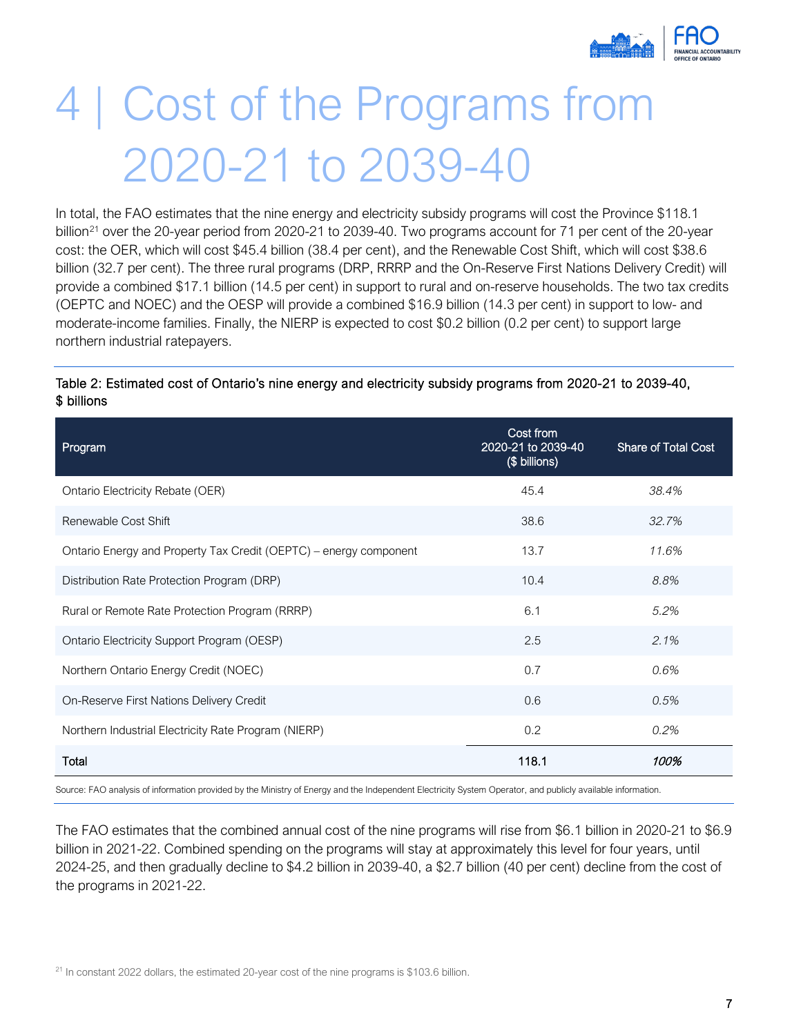# 4 | Cost of the Programs from 2020-21 to 2039-40

In total, the FAO estimates that the nine energy and electricity subsidy programs will cost the Province $118.1 billion[21] over the 20-year period from 2020-21 to 2039-40. Two programs account for 71 per cent of the 20-year cost: the OER, which will cost $45.4 billion (38.4 per cent), and the Renewable Cost Shift, which will cost $38.6 billion (32.7 per cent). The three rural programs (DRP, RRRP and the On-Reserve First Nations Delivery Credit) will provide a combined $17.1 billion (14.5 per cent) in support to rural and on-reserve households. The two tax credits (OEPTC and NOEC) and the OESP will provide a combined $16.9 billion (14.3 per cent) in support to low- and moderate-income families. Finally, the NIERP is expected to cost $0.2 billion (0.2 per cent) to support large northern industrial ratepayers.

Table 2: Estimated cost of Ontario's nine energy and electricity subsidy programs from 2020-21 to 2039-40, $ billions

| Program | Cost from 2020-21 to 2039-40 ($ billions) | Share of Total Cost |
|---|---|---|
| Ontario Electricity Rebate (OER) | 45.4 | *38.4%* |
| Renewable Cost Shift | 38.6 | *32.7%* |
| Ontario Energy and Property Tax Credit (OEPTC) – energy component | 13.7 | *11.6%* |
| Distribution Rate Protection Program (DRP) | 10.4 | *8.8%* |
| Rural or Remote Rate Protection Program (RRRP) | 6.1 | *5.2%* |
| Ontario Electricity Support Program (OESP) | 2.5 | *2.1%* |
| Northern Ontario Energy Credit (NOEC) | 0.7 | *0.6%* |
| On-Reserve First Nations Delivery Credit | 0.6 | *0.5%* |
| Northern Industrial Electricity Rate Program (NIERP) | 0.2 | *0.2%* |
| **Total** | **118.1** | ***100%*** |

Source: FAO analysis of information provided by the Ministry of Energy and the Independent Electricity System Operator, and publicly available information.

The FAO estimates that the combined annual cost of the nine programs will rise from $6.1 billion in 2020-21 to $6.9 billion in 2021-22. Combined spending on the programs will stay at approximately this level for four years, until 2024-25, and then gradually decline to $4.2 billion in 2039-40, a $2.7 billion (40 per cent) decline from the cost of the programs in 2021-22.

[21] In constant 2022 dollars, the estimated 20-year cost of the nine programs is $103.6 billion.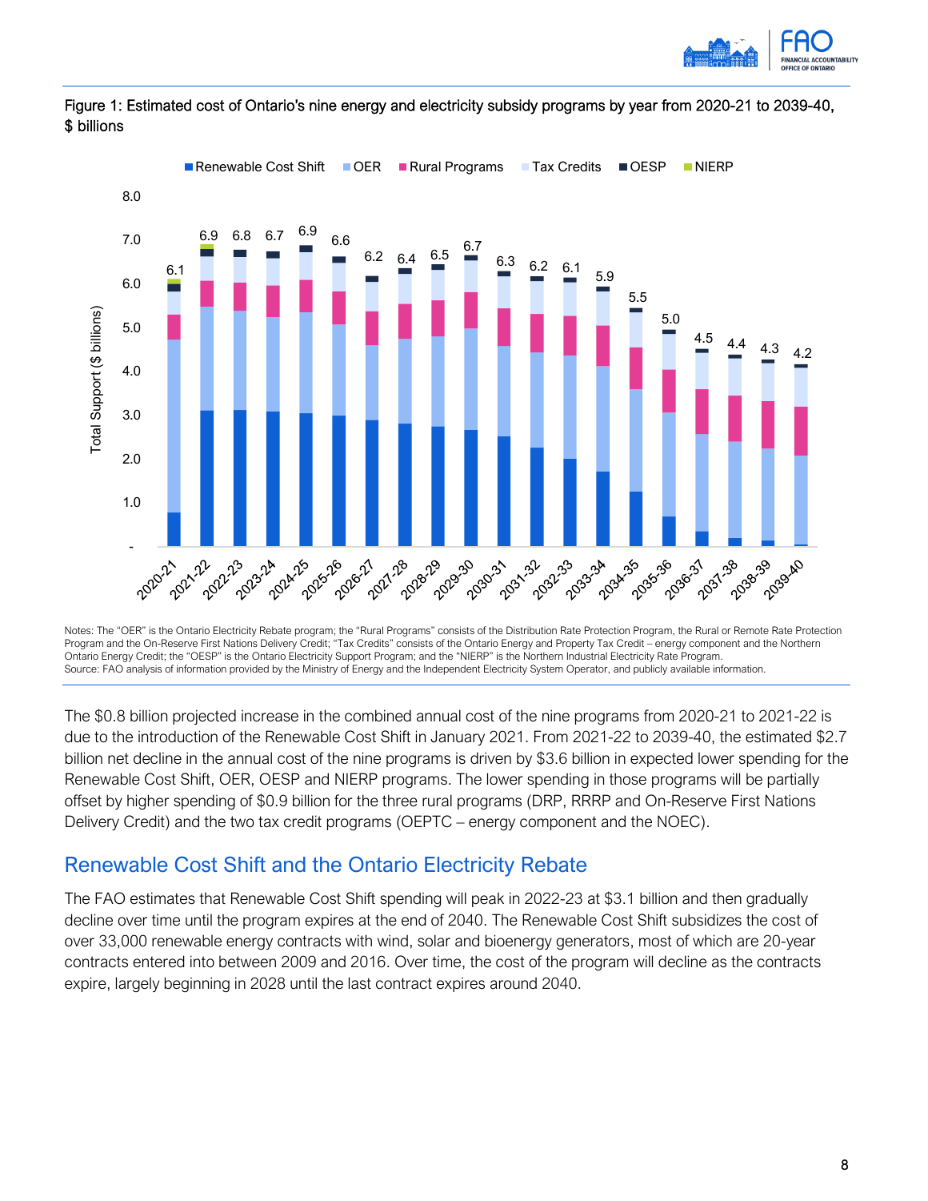Figure 1: Estimated cost of Ontario's nine energy and electricity subsidy programs by year from 2020-21 to 2039-40, $ billions

| Year | Total Support ($ billions) |
|---|---|
| 2020-21 | 6.1 |
| 2021-22 | 6.9 |
| 2022-23 | 6.8 |
| 2023-24 | 6.7 |
| 2024-25 | 6.9 |
| 2025-26 | 6.6 |
| 2026-27 | 6.2 |
| 2027-28 | 6.4 |
| 2028-29 | 6.5 |
| 2029-30 | 6.7 |
| 2030-31 | 6.3 |
| 2031-32 | 6.2 |
| 2032-33 | 6.1 |
| 2033-34 | 5.9 |
| 2034-35 | 5.5 |
| 2035-36 | 5.0 |
| 2036-37 | 4.5 |
| 2037-38 | 4.4 |
| 2038-39 | 4.3 |
| 2039-40 | 4.2 |

Legend: Renewable Cost Shift, OER, Rural Programs, Tax Credits, OESP, NIERP

Notes: The "OER" is the Ontario Electricity Rebate program; the "Rural Programs" consists of the Distribution Rate Protection Program, the Rural or Remote Rate Protection Program and the On-Reserve First Nations Delivery Credit; "Tax Credits" consists of the Ontario Energy and Property Tax Credit – energy component and the Northern Ontario Energy Credit; the "OESP" is the Ontario Electricity Support Program; and the "NIERP" is the Northern Industrial Electricity Rate Program.
Source: FAO analysis of information provided by the Ministry of Energy and the Independent Electricity System Operator, and publicly available information.

The $0.8 billion projected increase in the combined annual cost of the nine programs from 2020-21 to 2021-22 is due to the introduction of the Renewable Cost Shift in January 2021. From 2021-22 to 2039-40, the estimated $2.7 billion net decline in the annual cost of the nine programs is driven by $3.6 billion in expected lower spending for the Renewable Cost Shift, OER, OESP and NIERP programs. The lower spending in those programs will be partially offset by higher spending of $0.9 billion for the three rural programs (DRP, RRRP and On-Reserve First Nations Delivery Credit) and the two tax credit programs (OEPTC – energy component and the NOEC).

## Renewable Cost Shift and the Ontario Electricity Rebate

The FAO estimates that Renewable Cost Shift spending will peak in 2022-23 at $3.1 billion and then gradually decline over time until the program expires at the end of 2040. The Renewable Cost Shift subsidizes the cost of over 33,000 renewable energy contracts with wind, solar and bioenergy generators, most of which are 20-year contracts entered into between 2009 and 2016. Over time, the cost of the program will decline as the contracts expire, largely beginning in 2028 until the last contract expires around 2040.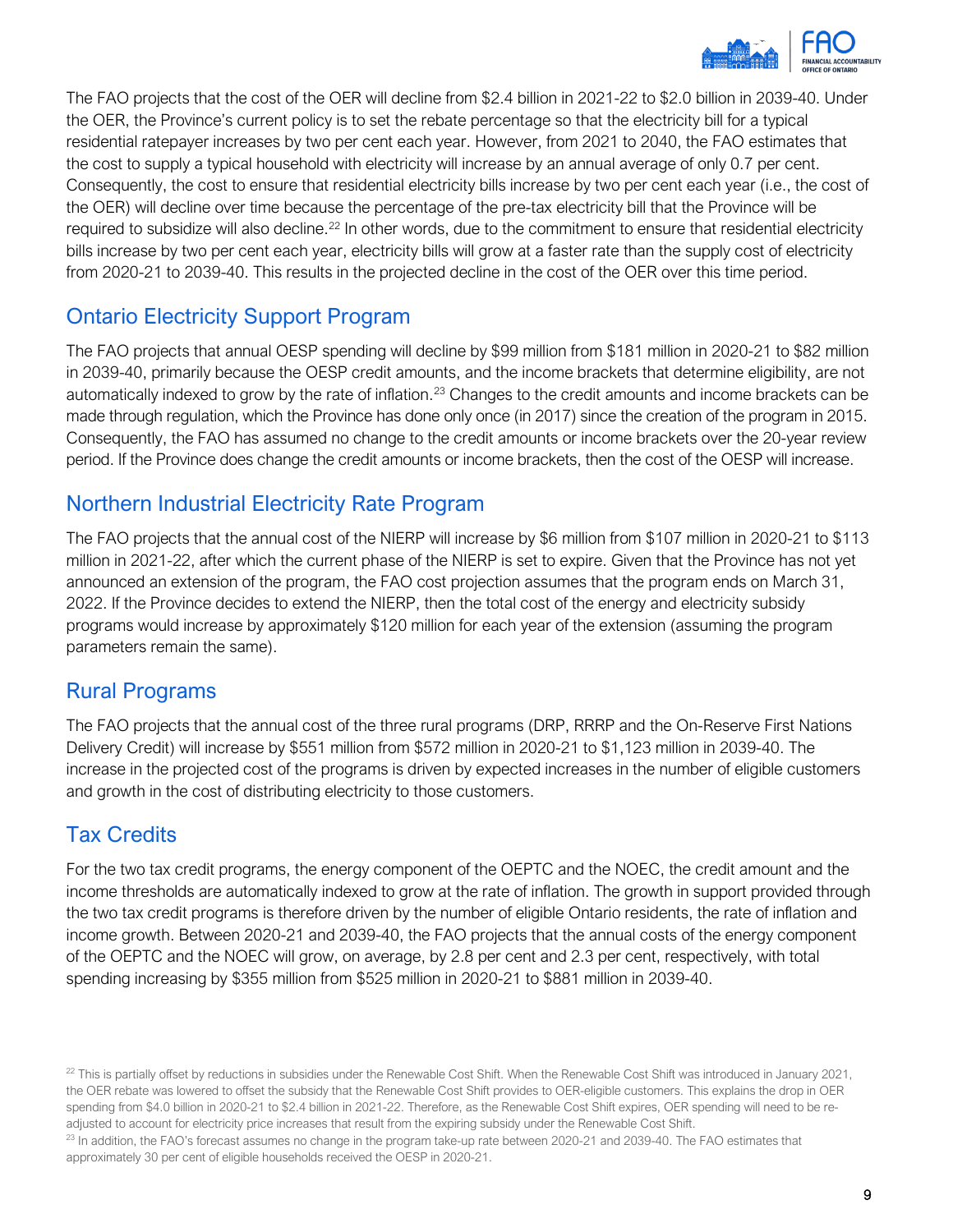The FAO projects that the cost of the OER will decline from $2.4 billion in 2021-22 to $2.0 billion in 2039-40. Under the OER, the Province's current policy is to set the rebate percentage so that the electricity bill for a typical residential ratepayer increases by two per cent each year. However, from 2021 to 2040, the FAO estimates that the cost to supply a typical household with electricity will increase by an annual average of only 0.7 per cent. Consequently, the cost to ensure that residential electricity bills increase by two per cent each year (i.e., the cost of the OER) will decline over time because the percentage of the pre-tax electricity bill that the Province will be required to subsidize will also decline.[22] In other words, due to the commitment to ensure that residential electricity bills increase by two per cent each year, electricity bills will grow at a faster rate than the supply cost of electricity from 2020-21 to 2039-40. This results in the projected decline in the cost of the OER over this time period.

## Ontario Electricity Support Program

The FAO projects that annual OESP spending will decline by $99 million from $181 million in 2020-21 to $82 million in 2039-40, primarily because the OESP credit amounts, and the income brackets that determine eligibility, are not automatically indexed to grow by the rate of inflation.[23] Changes to the credit amounts and income brackets can be made through regulation, which the Province has done only once (in 2017) since the creation of the program in 2015. Consequently, the FAO has assumed no change to the credit amounts or income brackets over the 20-year review period. If the Province does change the credit amounts or income brackets, then the cost of the OESP will increase.

## Northern Industrial Electricity Rate Program

The FAO projects that the annual cost of the NIERP will increase by $6 million from $107 million in 2020-21 to $113 million in 2021-22, after which the current phase of the NIERP is set to expire. Given that the Province has not yet announced an extension of the program, the FAO cost projection assumes that the program ends on March 31, 2022. If the Province decides to extend the NIERP, then the total cost of the energy and electricity subsidy programs would increase by approximately $120 million for each year of the extension (assuming the program parameters remain the same).

## Rural Programs

The FAO projects that the annual cost of the three rural programs (DRP, RRRP and the On-Reserve First Nations Delivery Credit) will increase by $551 million from $572 million in 2020-21 to $1,123 million in 2039-40. The increase in the projected cost of the programs is driven by expected increases in the number of eligible customers and growth in the cost of distributing electricity to those customers.

## Tax Credits

For the two tax credit programs, the energy component of the OEPTC and the NOEC, the credit amount and the income thresholds are automatically indexed to grow at the rate of inflation. The growth in support provided through the two tax credit programs is therefore driven by the number of eligible Ontario residents, the rate of inflation and income growth. Between 2020-21 and 2039-40, the FAO projects that the annual costs of the energy component of the OEPTC and the NOEC will grow, on average, by 2.8 per cent and 2.3 per cent, respectively, with total spending increasing by $355 million from $525 million in 2020-21 to $881 million in 2039-40.

---

[22] This is partially offset by reductions in subsidies under the Renewable Cost Shift. When the Renewable Cost Shift was introduced in January 2021, the OER rebate was lowered to offset the subsidy that the Renewable Cost Shift provides to OER-eligible customers. This explains the drop in OER spending from $4.0 billion in 2020-21 to $2.4 billion in 2021-22. Therefore, as the Renewable Cost Shift expires, OER spending will need to be re-adjusted to account for electricity price increases that result from the expiring subsidy under the Renewable Cost Shift.

[23] In addition, the FAO's forecast assumes no change in the program take-up rate between 2020-21 and 2039-40. The FAO estimates that approximately 30 per cent of eligible households received the OESP in 2020-21.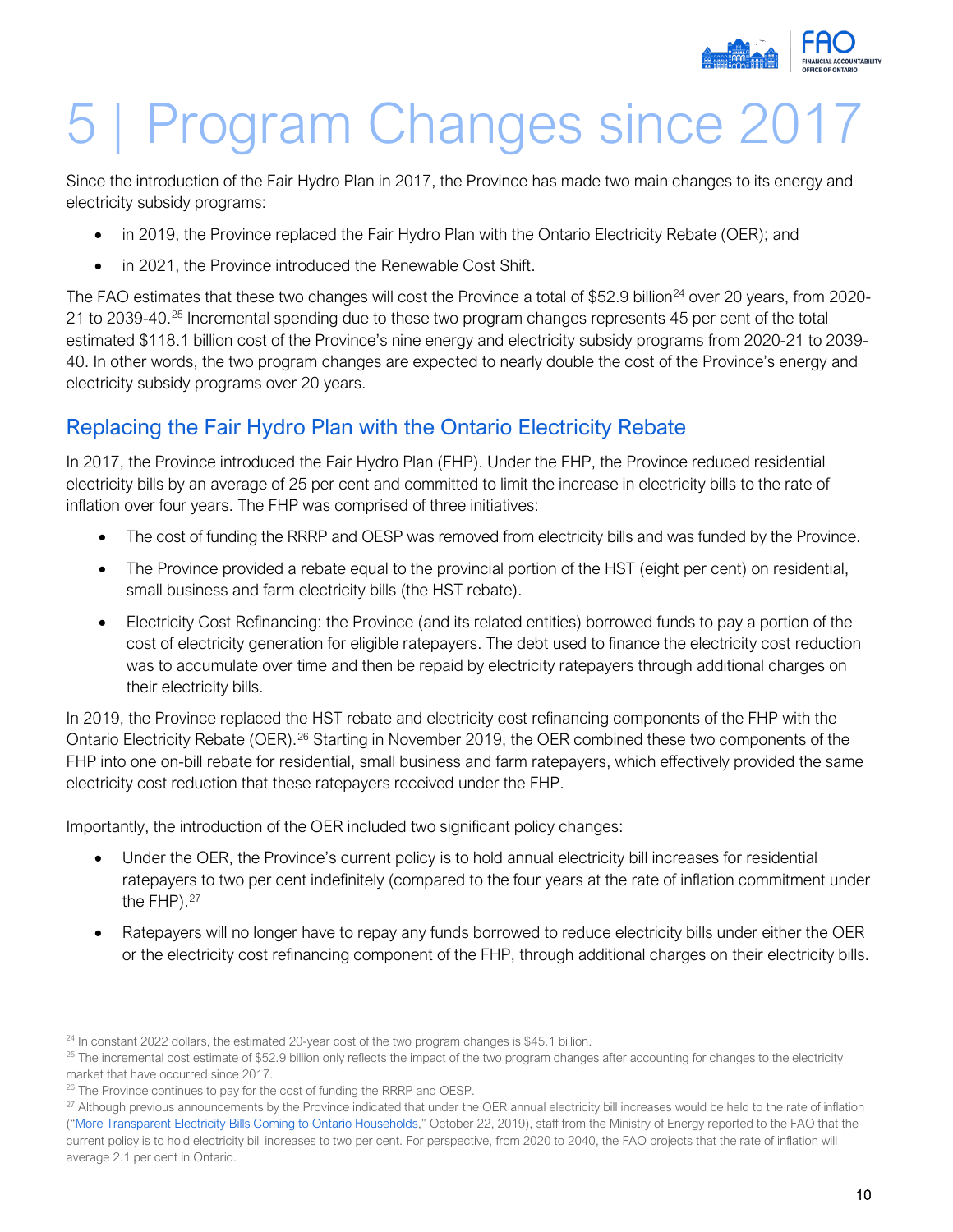# 5 | Program Changes since 2017

Since the introduction of the Fair Hydro Plan in 2017, the Province has made two main changes to its energy and electricity subsidy programs:

- in 2019, the Province replaced the Fair Hydro Plan with the Ontario Electricity Rebate (OER); and
- in 2021, the Province introduced the Renewable Cost Shift.

The FAO estimates that these two changes will cost the Province a total of $52.9 billion[24] over 20 years, from 2020-21 to 2039-40.[25] Incremental spending due to these two program changes represents 45 per cent of the total estimated $118.1 billion cost of the Province's nine energy and electricity subsidy programs from 2020-21 to 2039-40. In other words, the two program changes are expected to nearly double the cost of the Province's energy and electricity subsidy programs over 20 years.

## Replacing the Fair Hydro Plan with the Ontario Electricity Rebate

In 2017, the Province introduced the Fair Hydro Plan (FHP). Under the FHP, the Province reduced residential electricity bills by an average of 25 per cent and committed to limit the increase in electricity bills to the rate of inflation over four years. The FHP was comprised of three initiatives:

- The cost of funding the RRRP and OESP was removed from electricity bills and was funded by the Province.
- The Province provided a rebate equal to the provincial portion of the HST (eight per cent) on residential, small business and farm electricity bills (the HST rebate).
- Electricity Cost Refinancing: the Province (and its related entities) borrowed funds to pay a portion of the cost of electricity generation for eligible ratepayers. The debt used to finance the electricity cost reduction was to accumulate over time and then be repaid by electricity ratepayers through additional charges on their electricity bills.

In 2019, the Province replaced the HST rebate and electricity cost refinancing components of the FHP with the Ontario Electricity Rebate (OER).[26] Starting in November 2019, the OER combined these two components of the FHP into one on-bill rebate for residential, small business and farm ratepayers, which effectively provided the same electricity cost reduction that these ratepayers received under the FHP.

Importantly, the introduction of the OER included two significant policy changes:

- Under the OER, the Province's current policy is to hold annual electricity bill increases for residential ratepayers to two per cent indefinitely (compared to the four years at the rate of inflation commitment under the FHP).[27]
- Ratepayers will no longer have to repay any funds borrowed to reduce electricity bills under either the OER or the electricity cost refinancing component of the FHP, through additional charges on their electricity bills.

---

[24] In constant 2022 dollars, the estimated 20-year cost of the two program changes is $45.1 billion.

[25] The incremental cost estimate of $52.9 billion only reflects the impact of the two program changes after accounting for changes to the electricity market that have occurred since 2017.

[26] The Province continues to pay for the cost of funding the RRRP and OESP.

[27] Although previous announcements by the Province indicated that under the OER annual electricity bill increases would be held to the rate of inflation ("More Transparent Electricity Bills Coming to Ontario Households," October 22, 2019), staff from the Ministry of Energy reported to the FAO that the current policy is to hold electricity bill increases to two per cent. For perspective, from 2020 to 2040, the FAO projects that the rate of inflation will average 2.1 per cent in Ontario.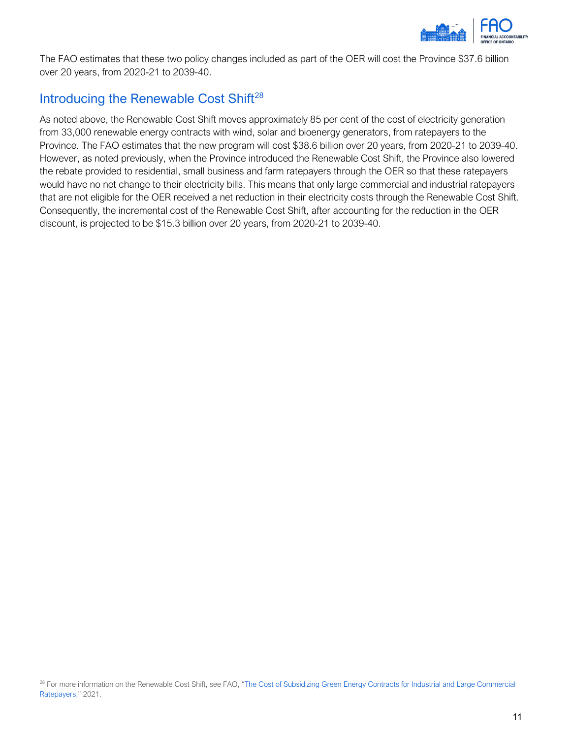The FAO estimates that these two policy changes included as part of the OER will cost the Province $37.6 billion over 20 years, from 2020-21 to 2039-40.

## Introducing the Renewable Cost Shift[28]

As noted above, the Renewable Cost Shift moves approximately 85 per cent of the cost of electricity generation from 33,000 renewable energy contracts with wind, solar and bioenergy generators, from ratepayers to the Province. The FAO estimates that the new program will cost $38.6 billion over 20 years, from 2020-21 to 2039-40. However, as noted previously, when the Province introduced the Renewable Cost Shift, the Province also lowered the rebate provided to residential, small business and farm ratepayers through the OER so that these ratepayers would have no net change to their electricity bills. This means that only large commercial and industrial ratepayers that are not eligible for the OER received a net reduction in their electricity costs through the Renewable Cost Shift. Consequently, the incremental cost of the Renewable Cost Shift, after accounting for the reduction in the OER discount, is projected to be $15.3 billion over 20 years, from 2020-21 to 2039-40.

[28] For more information on the Renewable Cost Shift, see FAO, "The Cost of Subsidizing Green Energy Contracts for Industrial and Large Commercial Ratepayers," 2021.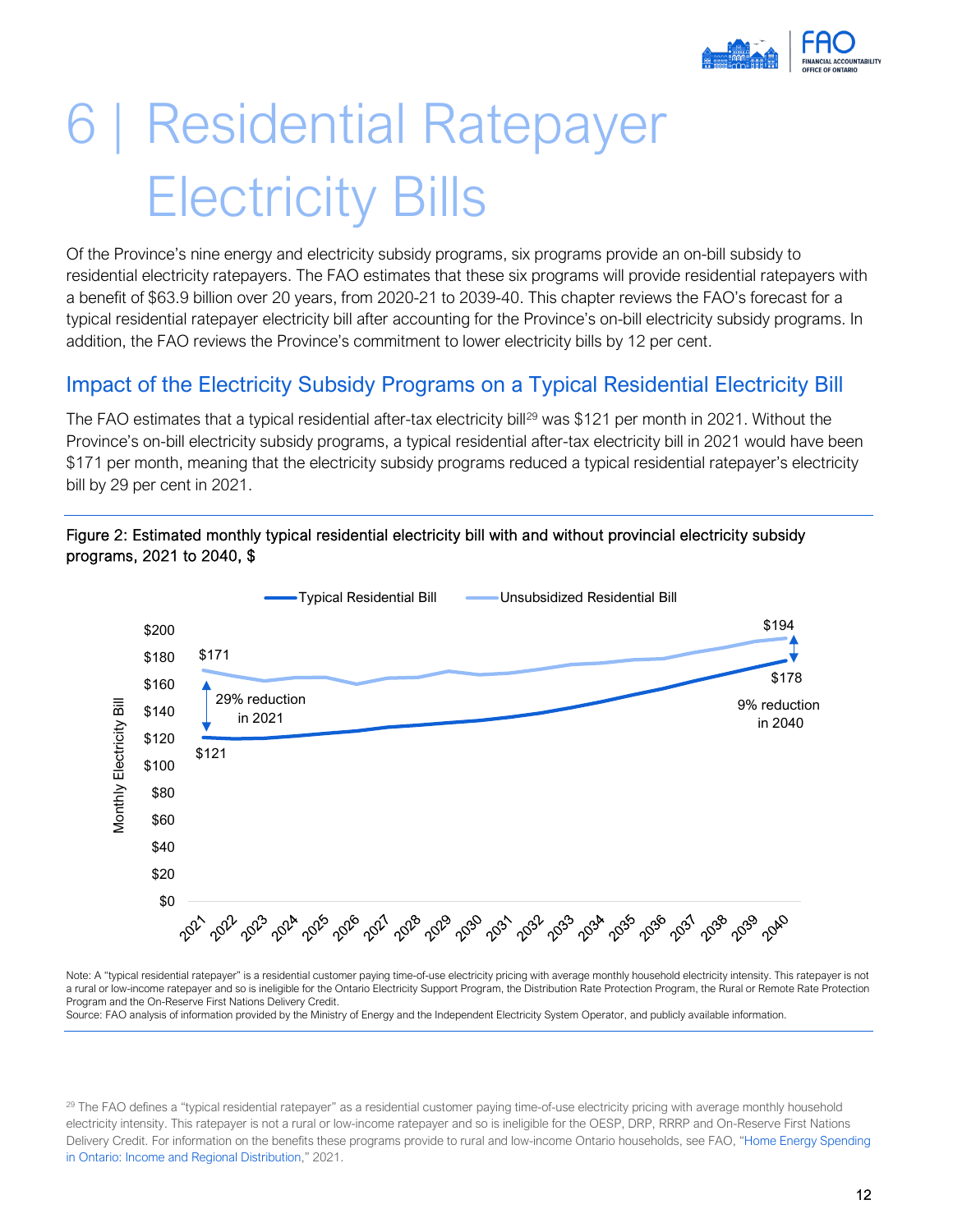# 6 | Residential Ratepayer Electricity Bills

Of the Province's nine energy and electricity subsidy programs, six programs provide an on-bill subsidy to residential electricity ratepayers. The FAO estimates that these six programs will provide residential ratepayers with a benefit of $63.9 billion over 20 years, from 2020-21 to 2039-40. This chapter reviews the FAO's forecast for a typical residential ratepayer electricity bill after accounting for the Province's on-bill electricity subsidy programs. In addition, the FAO reviews the Province's commitment to lower electricity bills by 12 per cent.

## Impact of the Electricity Subsidy Programs on a Typical Residential Electricity Bill

The FAO estimates that a typical residential after-tax electricity bill[29] was $121 per month in 2021. Without the Province's on-bill electricity subsidy programs, a typical residential after-tax electricity bill in 2021 would have been $171 per month, meaning that the electricity subsidy programs reduced a typical residential ratepayer's electricity bill by 29 per cent in 2021.

**Figure 2: Estimated monthly typical residential electricity bill with and without provincial electricity subsidy programs, 2021 to 2040, $**

Typical Residential Bill | Unsubsidized Residential Bill

$171 — 29% reduction in 2021 — $121

$194 — 9% reduction in 2040 — $178

Note: A "typical residential ratepayer" is a residential customer paying time-of-use electricity pricing with average monthly household electricity intensity. This ratepayer is not a rural or low-income ratepayer and so is ineligible for the Ontario Electricity Support Program, the Distribution Rate Protection Program, the Rural or Remote Rate Protection Program and the On-Reserve First Nations Delivery Credit.
Source: FAO analysis of information provided by the Ministry of Energy and the Independent Electricity System Operator, and publicly available information.

[29] The FAO defines a "typical residential ratepayer" as a residential customer paying time-of-use electricity pricing with average monthly household electricity intensity. This ratepayer is not a rural or low-income ratepayer and so is ineligible for the OESP, DRP, RRRP and On-Reserve First Nations Delivery Credit. For information on the benefits these programs provide to rural and low-income Ontario households, see FAO, "Home Energy Spending in Ontario: Income and Regional Distribution," 2021.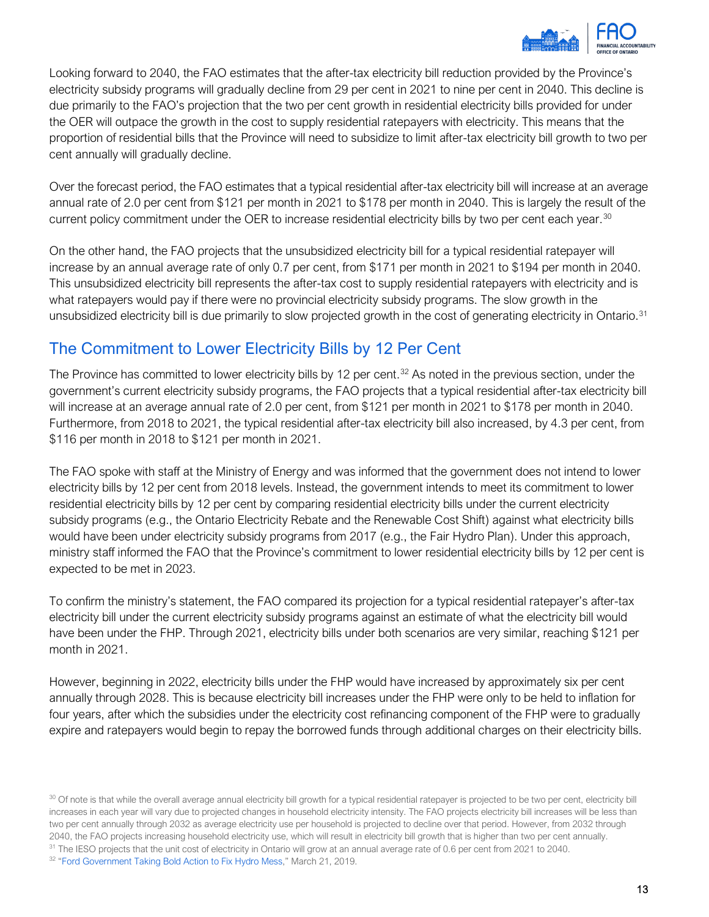Looking forward to 2040, the FAO estimates that the after-tax electricity bill reduction provided by the Province's electricity subsidy programs will gradually decline from 29 per cent in 2021 to nine per cent in 2040. This decline is due primarily to the FAO's projection that the two per cent growth in residential electricity bills provided for under the OER will outpace the growth in the cost to supply residential ratepayers with electricity. This means that the proportion of residential bills that the Province will need to subsidize to limit after-tax electricity bill growth to two per cent annually will gradually decline.

Over the forecast period, the FAO estimates that a typical residential after-tax electricity bill will increase at an average annual rate of 2.0 per cent from $121 per month in 2021 to $178 per month in 2040. This is largely the result of the current policy commitment under the OER to increase residential electricity bills by two per cent each year.[30]

On the other hand, the FAO projects that the unsubsidized electricity bill for a typical residential ratepayer will increase by an annual average rate of only 0.7 per cent, from $171 per month in 2021 to $194 per month in 2040. This unsubsidized electricity bill represents the after-tax cost to supply residential ratepayers with electricity and is what ratepayers would pay if there were no provincial electricity subsidy programs. The slow growth in the unsubsidized electricity bill is due primarily to slow projected growth in the cost of generating electricity in Ontario.[31]

## The Commitment to Lower Electricity Bills by 12 Per Cent

The Province has committed to lower electricity bills by 12 per cent.[32] As noted in the previous section, under the government's current electricity subsidy programs, the FAO projects that a typical residential after-tax electricity bill will increase at an average annual rate of 2.0 per cent, from $121 per month in 2021 to $178 per month in 2040. Furthermore, from 2018 to 2021, the typical residential after-tax electricity bill also increased, by 4.3 per cent, from $116 per month in 2018 to $121 per month in 2021.

The FAO spoke with staff at the Ministry of Energy and was informed that the government does not intend to lower electricity bills by 12 per cent from 2018 levels. Instead, the government intends to meet its commitment to lower residential electricity bills by 12 per cent by comparing residential electricity bills under the current electricity subsidy programs (e.g., the Ontario Electricity Rebate and the Renewable Cost Shift) against what electricity bills would have been under electricity subsidy programs from 2017 (e.g., the Fair Hydro Plan). Under this approach, ministry staff informed the FAO that the Province's commitment to lower residential electricity bills by 12 per cent is expected to be met in 2023.

To confirm the ministry's statement, the FAO compared its projection for a typical residential ratepayer's after-tax electricity bill under the current electricity subsidy programs against an estimate of what the electricity bill would have been under the FHP. Through 2021, electricity bills under both scenarios are very similar, reaching $121 per month in 2021.

However, beginning in 2022, electricity bills under the FHP would have increased by approximately six per cent annually through 2028. This is because electricity bill increases under the FHP were only to be held to inflation for four years, after which the subsidies under the electricity cost refinancing component of the FHP were to gradually expire and ratepayers would begin to repay the borrowed funds through additional charges on their electricity bills.

---

[30] Of note is that while the overall average annual electricity bill growth for a typical residential ratepayer is projected to be two per cent, electricity bill increases in each year will vary due to projected changes in household electricity intensity. The FAO projects electricity bill increases will be less than two per cent annually through 2032 as average electricity use per household is projected to decline over that period. However, from 2032 through 2040, the FAO projects increasing household electricity use, which will result in electricity bill growth that is higher than two per cent annually.

[31] The IESO projects that the unit cost of electricity in Ontario will grow at an annual average rate of 0.6 per cent from 2021 to 2040.

[32] "Ford Government Taking Bold Action to Fix Hydro Mess," March 21, 2019.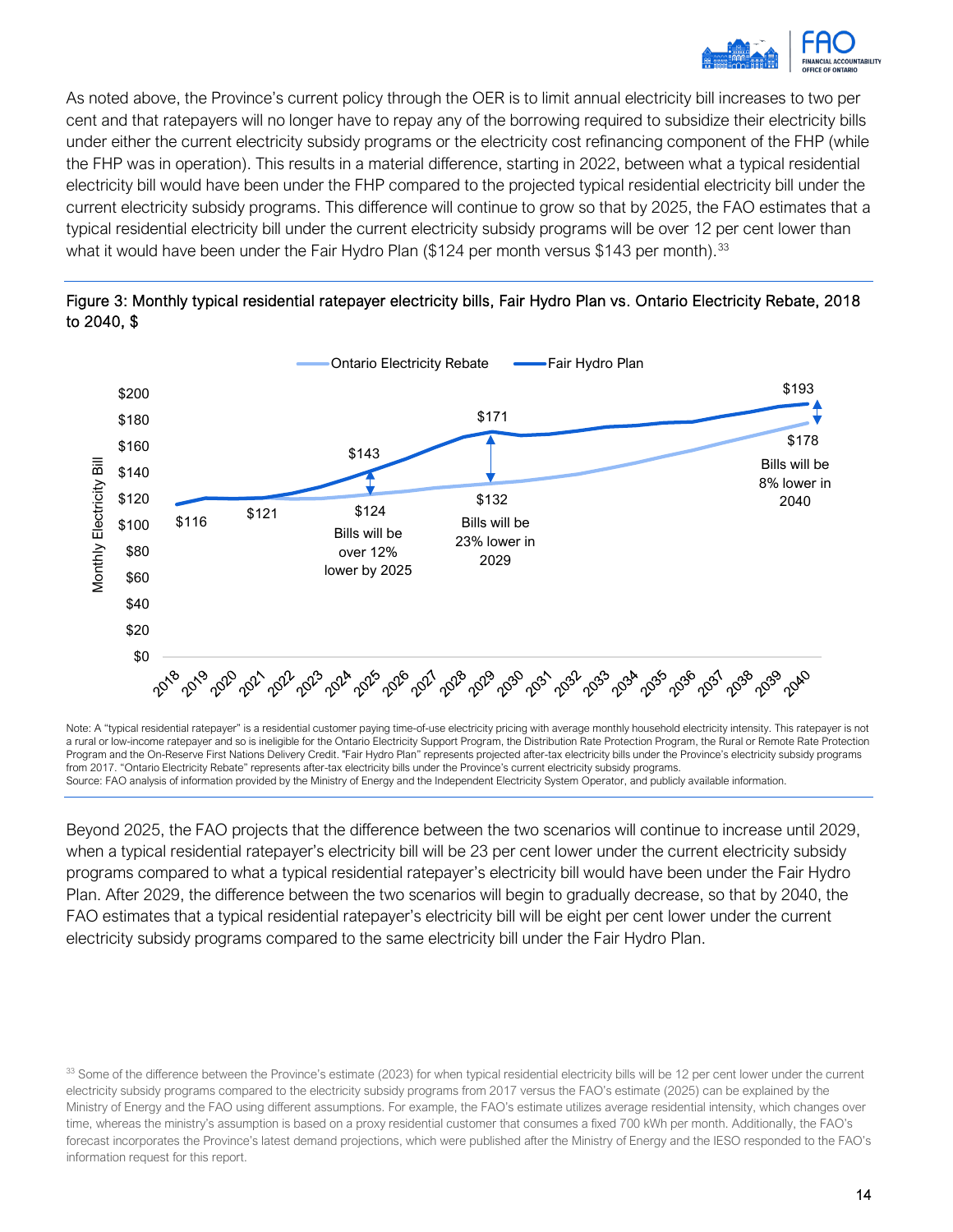As noted above, the Province's current policy through the OER is to limit annual electricity bill increases to two per cent and that ratepayers will no longer have to repay any of the borrowing required to subsidize their electricity bills under either the current electricity subsidy programs or the electricity cost refinancing component of the FHP (while the FHP was in operation). This results in a material difference, starting in 2022, between what a typical residential electricity bill would have been under the FHP compared to the projected typical residential electricity bill under the current electricity subsidy programs. This difference will continue to grow so that by 2025, the FAO estimates that a typical residential electricity bill under the current electricity subsidy programs will be over 12 per cent lower than what it would have been under the Fair Hydro Plan ($124 per month versus $143 per month).[33]

**Figure 3: Monthly typical residential ratepayer electricity bills, Fair Hydro Plan vs. Ontario Electricity Rebate, 2018 to 2040, $**

Ontario Electricity Rebate — Fair Hydro Plan

Monthly Electricity Bill: $0 to $200

2018: $116; 2021: $121; 2025: $143 (Fair Hydro Plan) vs. $124 (Ontario Electricity Rebate) — Bills will be over 12% lower by 2025; 2029: $171 vs. $132 — Bills will be 23% lower in 2029; 2040: $193 vs. $178 — Bills will be 8% lower in 2040

Note: A "typical residential ratepayer" is a residential customer paying time-of-use electricity pricing with average monthly household electricity intensity. This ratepayer is not a rural or low-income ratepayer and so is ineligible for the Ontario Electricity Support Program, the Distribution Rate Protection Program, the Rural or Remote Rate Protection Program and the On-Reserve First Nations Delivery Credit. "Fair Hydro Plan" represents projected after-tax electricity bills under the Province's electricity subsidy programs from 2017. "Ontario Electricity Rebate" represents after-tax electricity bills under the Province's current electricity subsidy programs.
Source: FAO analysis of information provided by the Ministry of Energy and the Independent Electricity System Operator, and publicly available information.

Beyond 2025, the FAO projects that the difference between the two scenarios will continue to increase until 2029, when a typical residential ratepayer's electricity bill will be 23 per cent lower under the current electricity subsidy programs compared to what a typical residential ratepayer's electricity bill would have been under the Fair Hydro Plan. After 2029, the difference between the two scenarios will begin to gradually decrease, so that by 2040, the FAO estimates that a typical residential ratepayer's electricity bill will be eight per cent lower under the current electricity subsidy programs compared to the same electricity bill under the Fair Hydro Plan.

[33] Some of the difference between the Province's estimate (2023) for when typical residential electricity bills will be 12 per cent lower under the current electricity subsidy programs compared to the electricity subsidy programs from 2017 versus the FAO's estimate (2025) can be explained by the Ministry of Energy and the FAO using different assumptions. For example, the FAO's estimate utilizes average residential intensity, which changes over time, whereas the ministry's assumption is based on a proxy residential customer that consumes a fixed 700 kWh per month. Additionally, the FAO's forecast incorporates the Province's latest demand projections, which were published after the Ministry of Energy and the IESO responded to the FAO's information request for this report.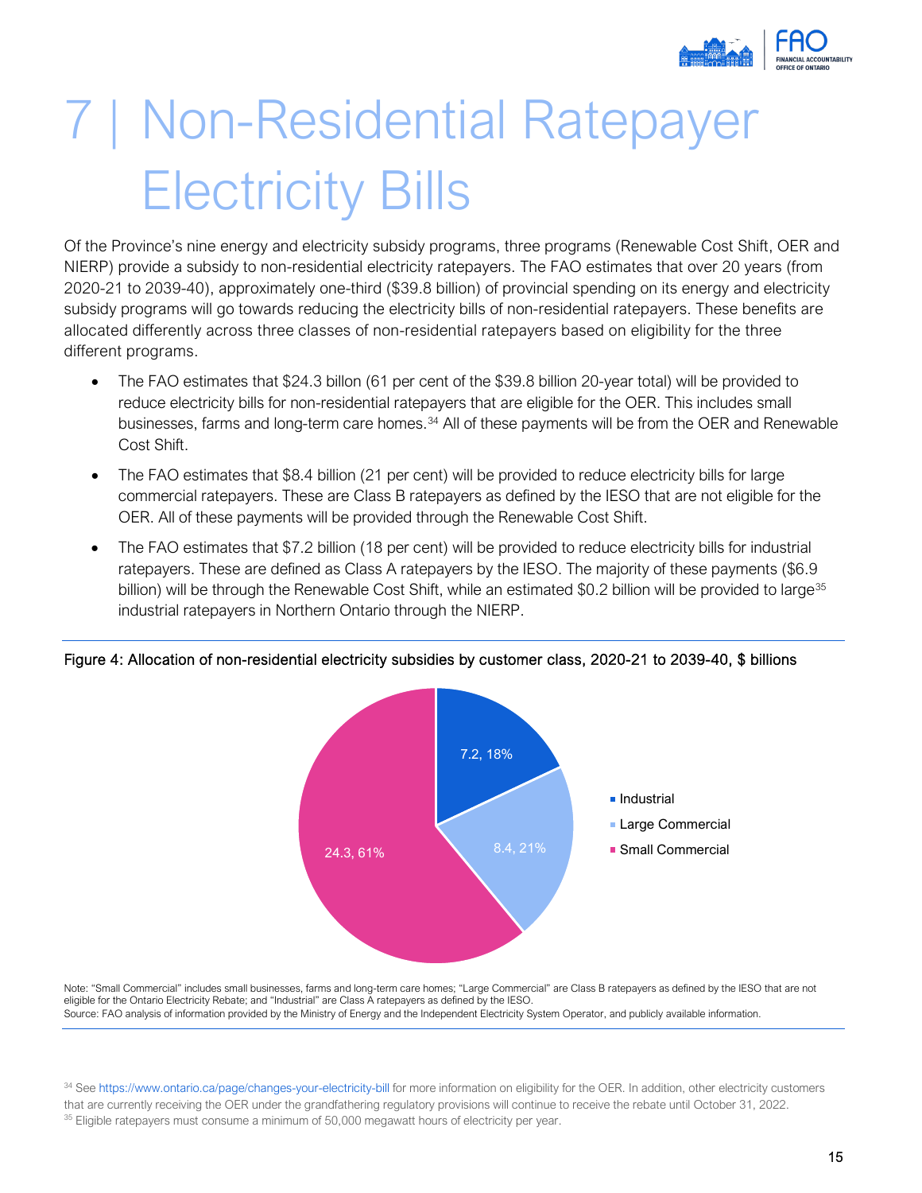# 7 | Non-Residential Ratepayer Electricity Bills

Of the Province's nine energy and electricity subsidy programs, three programs (Renewable Cost Shift, OER and NIERP) provide a subsidy to non-residential electricity ratepayers. The FAO estimates that over 20 years (from 2020-21 to 2039-40), approximately one-third ($39.8 billion) of provincial spending on its energy and electricity subsidy programs will go towards reducing the electricity bills of non-residential ratepayers. These benefits are allocated differently across three classes of non-residential ratepayers based on eligibility for the three different programs.

- The FAO estimates that $24.3 billon (61 per cent of the $39.8 billion 20-year total) will be provided to reduce electricity bills for non-residential ratepayers that are eligible for the OER. This includes small businesses, farms and long-term care homes.[34] All of these payments will be from the OER and Renewable Cost Shift.
- The FAO estimates that $8.4 billion (21 per cent) will be provided to reduce electricity bills for large commercial ratepayers. These are Class B ratepayers as defined by the IESO that are not eligible for the OER. All of these payments will be provided through the Renewable Cost Shift.
- The FAO estimates that $7.2 billion (18 per cent) will be provided to reduce electricity bills for industrial ratepayers. These are defined as Class A ratepayers by the IESO. The majority of these payments ($6.9 billion) will be through the Renewable Cost Shift, while an estimated $0.2 billion will be provided to large[35] industrial ratepayers in Northern Ontario through the NIERP.

Figure 4: Allocation of non-residential electricity subsidies by customer class, 2020-21 to 2039-40, $ billions

| Customer class | $ billions | Share |
|---|---|---|
| Industrial | 7.2 | 18% |
| Large Commercial | 8.4 | 21% |
| Small Commercial | 24.3 | 61% |

Note: "Small Commercial" includes small businesses, farms and long-term care homes; "Large Commercial" are Class B ratepayers as defined by the IESO that are not eligible for the Ontario Electricity Rebate; and "Industrial" are Class A ratepayers as defined by the IESO.
Source: FAO analysis of information provided by the Ministry of Energy and the Independent Electricity System Operator, and publicly available information.

[34] See https://www.ontario.ca/page/changes-your-electricity-bill for more information on eligibility for the OER. In addition, other electricity customers that are currently receiving the OER under the grandfathering regulatory provisions will continue to receive the rebate until October 31, 2022.
[35] Eligible ratepayers must consume a minimum of 50,000 megawatt hours of electricity per year.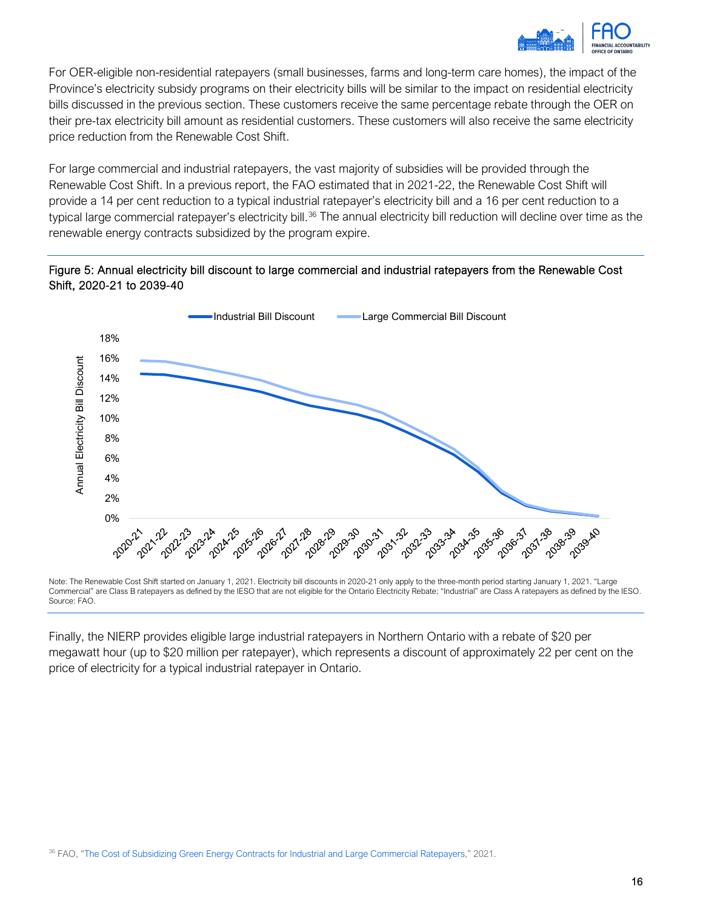For OER-eligible non-residential ratepayers (small businesses, farms and long-term care homes), the impact of the Province's electricity subsidy programs on their electricity bills will be similar to the impact on residential electricity bills discussed in the previous section. These customers receive the same percentage rebate through the OER on their pre-tax electricity bill amount as residential customers. These customers will also receive the same electricity price reduction from the Renewable Cost Shift.

For large commercial and industrial ratepayers, the vast majority of subsidies will be provided through the Renewable Cost Shift. In a previous report, the FAO estimated that in 2021-22, the Renewable Cost Shift will provide a 14 per cent reduction to a typical industrial ratepayer's electricity bill and a 16 per cent reduction to a typical large commercial ratepayer's electricity bill.[36] The annual electricity bill reduction will decline over time as the renewable energy contracts subsidized by the program expire.

**Figure 5: Annual electricity bill discount to large commercial and industrial ratepayers from the Renewable Cost Shift, 2020-21 to 2039-40**

Note: The Renewable Cost Shift started on January 1, 2021. Electricity bill discounts in 2020-21 only apply to the three-month period starting January 1, 2021. "Large Commercial" are Class B ratepayers as defined by the IESO that are not eligible for the Ontario Electricity Rebate; "Industrial" are Class A ratepayers as defined by the IESO. Source: FAO.

Finally, the NIERP provides eligible large industrial ratepayers in Northern Ontario with a rebate of $20 per megawatt hour (up to $20 million per ratepayer), which represents a discount of approximately 22 per cent on the price of electricity for a typical industrial ratepayer in Ontario.

[36] FAO, "The Cost of Subsidizing Green Energy Contracts for Industrial and Large Commercial Ratepayers," 2021.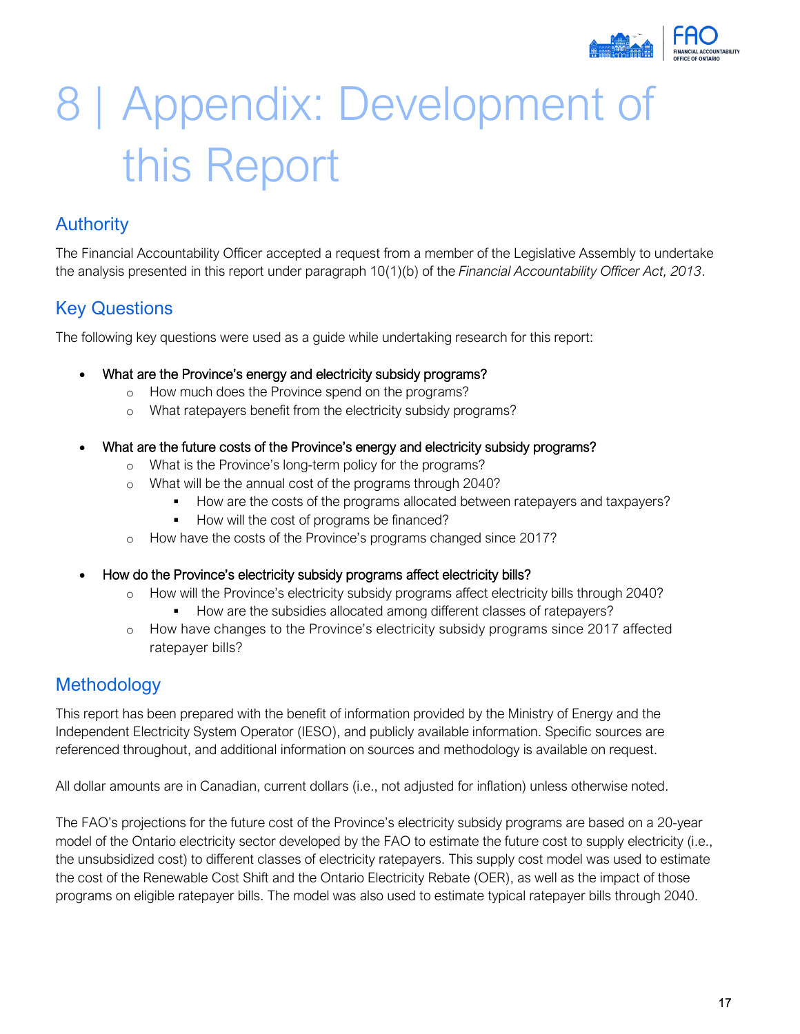# 8 | Appendix: Development of this Report

## Authority

The Financial Accountability Officer accepted a request from a member of the Legislative Assembly to undertake the analysis presented in this report under paragraph 10(1)(b) of the *Financial Accountability Officer Act, 2013*.

## Key Questions

The following key questions were used as a guide while undertaking research for this report:

- What are the Province's energy and electricity subsidy programs?
  - How much does the Province spend on the programs?
  - What ratepayers benefit from the electricity subsidy programs?

- What are the future costs of the Province's energy and electricity subsidy programs?
  - What is the Province's long-term policy for the programs?
  - What will be the annual cost of the programs through 2040?
    - How are the costs of the programs allocated between ratepayers and taxpayers?
    - How will the cost of programs be financed?
  - How have the costs of the Province's programs changed since 2017?

- How do the Province's electricity subsidy programs affect electricity bills?
  - How will the Province's electricity subsidy programs affect electricity bills through 2040?
    - How are the subsidies allocated among different classes of ratepayers?
  - How have changes to the Province's electricity subsidy programs since 2017 affected ratepayer bills?

## Methodology

This report has been prepared with the benefit of information provided by the Ministry of Energy and the Independent Electricity System Operator (IESO), and publicly available information. Specific sources are referenced throughout, and additional information on sources and methodology is available on request.

All dollar amounts are in Canadian, current dollars (i.e., not adjusted for inflation) unless otherwise noted.

The FAO's projections for the future cost of the Province's electricity subsidy programs are based on a 20-year model of the Ontario electricity sector developed by the FAO to estimate the future cost to supply electricity (i.e., the unsubsidized cost) to different classes of electricity ratepayers. This supply cost model was used to estimate the cost of the Renewable Cost Shift and the Ontario Electricity Rebate (OER), as well as the impact of those programs on eligible ratepayer bills. The model was also used to estimate typical ratepayer bills through 2040.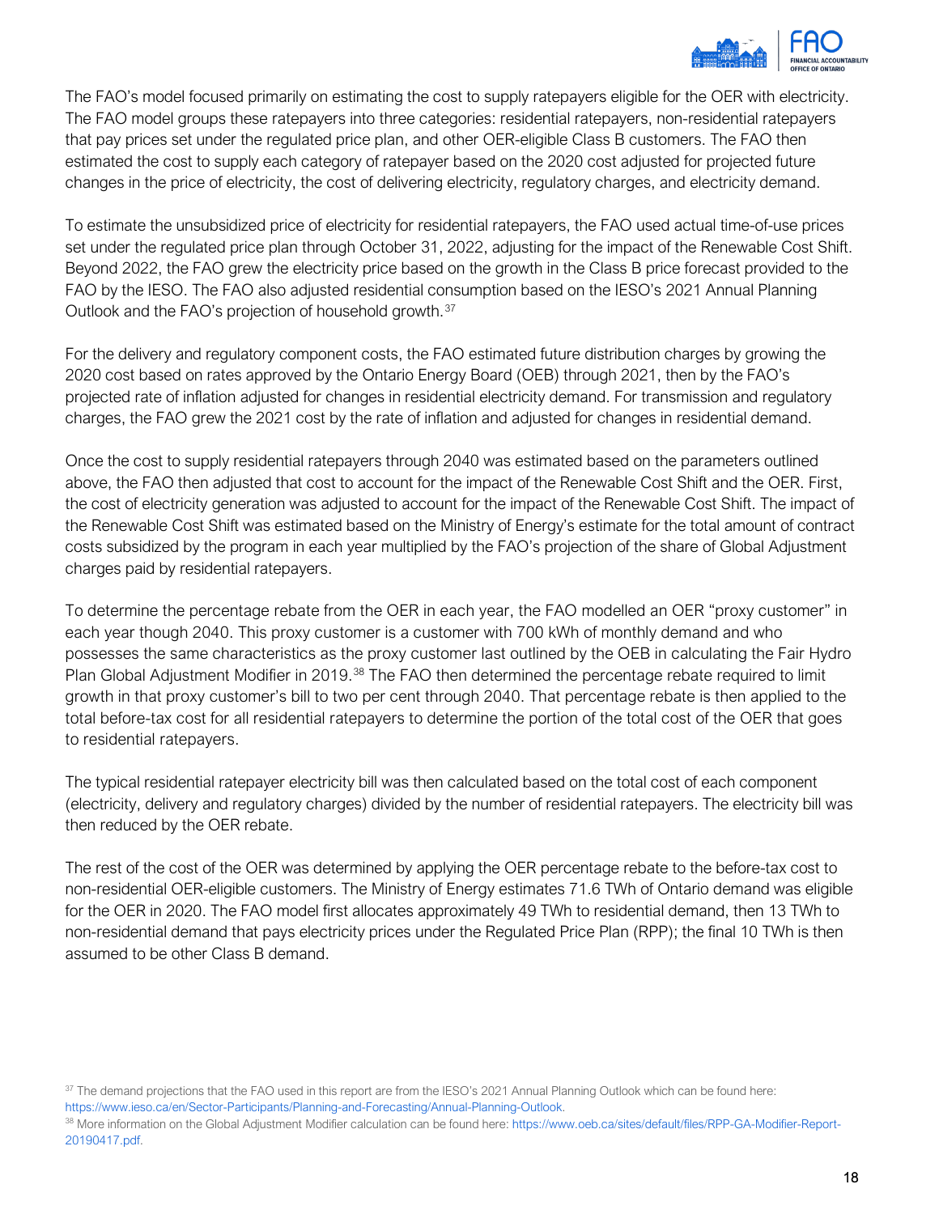The FAO's model focused primarily on estimating the cost to supply ratepayers eligible for the OER with electricity. The FAO model groups these ratepayers into three categories: residential ratepayers, non-residential ratepayers that pay prices set under the regulated price plan, and other OER-eligible Class B customers. The FAO then estimated the cost to supply each category of ratepayer based on the 2020 cost adjusted for projected future changes in the price of electricity, the cost of delivering electricity, regulatory charges, and electricity demand.

To estimate the unsubsidized price of electricity for residential ratepayers, the FAO used actual time-of-use prices set under the regulated price plan through October 31, 2022, adjusting for the impact of the Renewable Cost Shift. Beyond 2022, the FAO grew the electricity price based on the growth in the Class B price forecast provided to the FAO by the IESO. The FAO also adjusted residential consumption based on the IESO's 2021 Annual Planning Outlook and the FAO's projection of household growth.[37]

For the delivery and regulatory component costs, the FAO estimated future distribution charges by growing the 2020 cost based on rates approved by the Ontario Energy Board (OEB) through 2021, then by the FAO's projected rate of inflation adjusted for changes in residential electricity demand. For transmission and regulatory charges, the FAO grew the 2021 cost by the rate of inflation and adjusted for changes in residential demand.

Once the cost to supply residential ratepayers through 2040 was estimated based on the parameters outlined above, the FAO then adjusted that cost to account for the impact of the Renewable Cost Shift and the OER. First, the cost of electricity generation was adjusted to account for the impact of the Renewable Cost Shift. The impact of the Renewable Cost Shift was estimated based on the Ministry of Energy's estimate for the total amount of contract costs subsidized by the program in each year multiplied by the FAO's projection of the share of Global Adjustment charges paid by residential ratepayers.

To determine the percentage rebate from the OER in each year, the FAO modelled an OER "proxy customer" in each year though 2040. This proxy customer is a customer with 700 kWh of monthly demand and who possesses the same characteristics as the proxy customer last outlined by the OEB in calculating the Fair Hydro Plan Global Adjustment Modifier in 2019.[38] The FAO then determined the percentage rebate required to limit growth in that proxy customer's bill to two per cent through 2040. That percentage rebate is then applied to the total before-tax cost for all residential ratepayers to determine the portion of the total cost of the OER that goes to residential ratepayers.

The typical residential ratepayer electricity bill was then calculated based on the total cost of each component (electricity, delivery and regulatory charges) divided by the number of residential ratepayers. The electricity bill was then reduced by the OER rebate.

The rest of the cost of the OER was determined by applying the OER percentage rebate to the before-tax cost to non-residential OER-eligible customers. The Ministry of Energy estimates 71.6 TWh of Ontario demand was eligible for the OER in 2020. The FAO model first allocates approximately 49 TWh to residential demand, then 13 TWh to non-residential demand that pays electricity prices under the Regulated Price Plan (RPP); the final 10 TWh is then assumed to be other Class B demand.

[37] The demand projections that the FAO used in this report are from the IESO's 2021 Annual Planning Outlook which can be found here: https://www.ieso.ca/en/Sector-Participants/Planning-and-Forecasting/Annual-Planning-Outlook.

[38] More information on the Global Adjustment Modifier calculation can be found here: https://www.oeb.ca/sites/default/files/RPP-GA-Modifier-Report-20190417.pdf.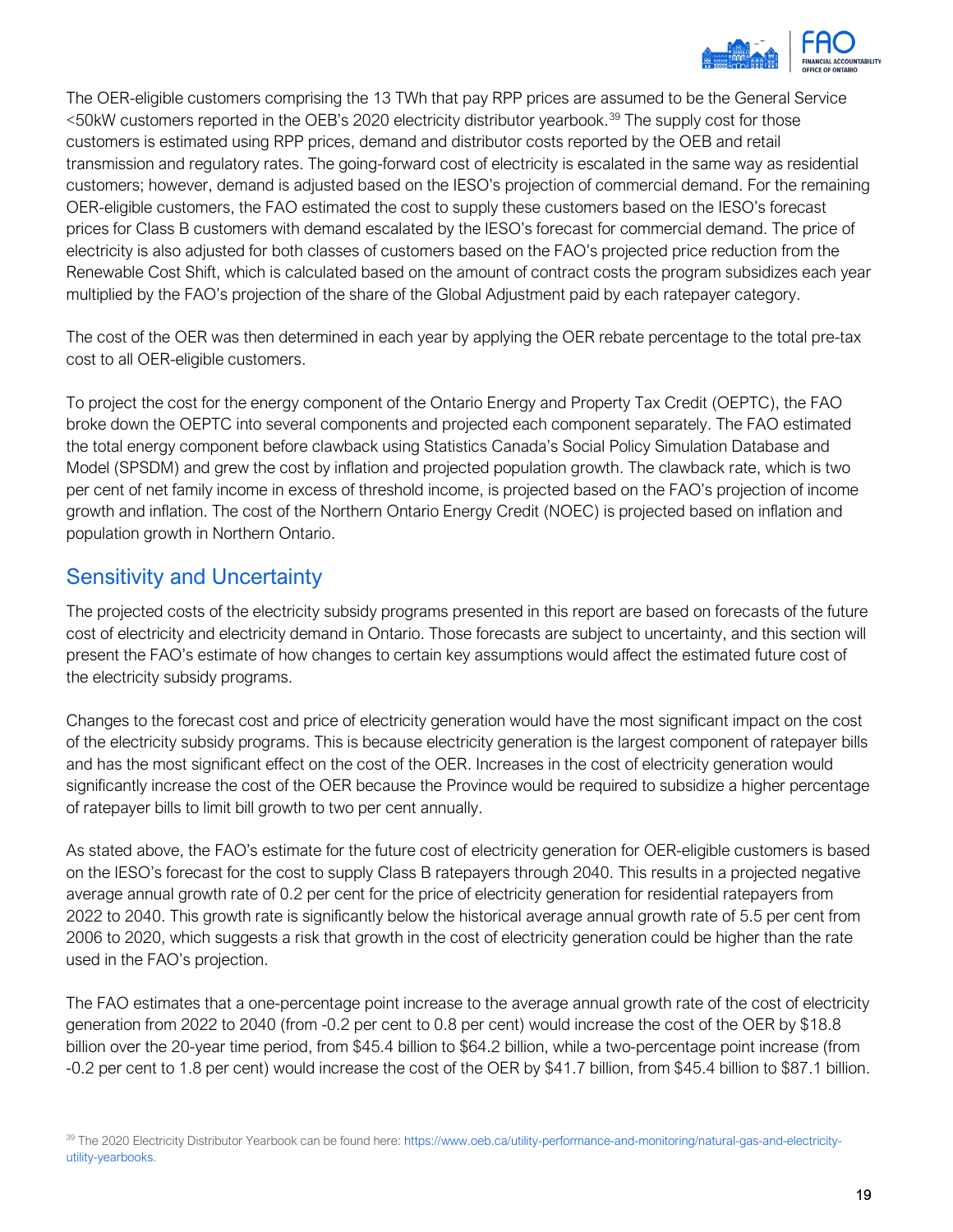The OER-eligible customers comprising the 13 TWh that pay RPP prices are assumed to be the General Service <50kW customers reported in the OEB's 2020 electricity distributor yearbook.[39] The supply cost for those customers is estimated using RPP prices, demand and distributor costs reported by the OEB and retail transmission and regulatory rates. The going-forward cost of electricity is escalated in the same way as residential customers; however, demand is adjusted based on the IESO's projection of commercial demand. For the remaining OER-eligible customers, the FAO estimated the cost to supply these customers based on the IESO's forecast prices for Class B customers with demand escalated by the IESO's forecast for commercial demand. The price of electricity is also adjusted for both classes of customers based on the FAO's projected price reduction from the Renewable Cost Shift, which is calculated based on the amount of contract costs the program subsidizes each year multiplied by the FAO's projection of the share of the Global Adjustment paid by each ratepayer category.

The cost of the OER was then determined in each year by applying the OER rebate percentage to the total pre-tax cost to all OER-eligible customers.

To project the cost for the energy component of the Ontario Energy and Property Tax Credit (OEPTC), the FAO broke down the OEPTC into several components and projected each component separately. The FAO estimated the total energy component before clawback using Statistics Canada's Social Policy Simulation Database and Model (SPSDM) and grew the cost by inflation and projected population growth. The clawback rate, which is two per cent of net family income in excess of threshold income, is projected based on the FAO's projection of income growth and inflation. The cost of the Northern Ontario Energy Credit (NOEC) is projected based on inflation and population growth in Northern Ontario.

## Sensitivity and Uncertainty

The projected costs of the electricity subsidy programs presented in this report are based on forecasts of the future cost of electricity and electricity demand in Ontario. Those forecasts are subject to uncertainty, and this section will present the FAO's estimate of how changes to certain key assumptions would affect the estimated future cost of the electricity subsidy programs.

Changes to the forecast cost and price of electricity generation would have the most significant impact on the cost of the electricity subsidy programs. This is because electricity generation is the largest component of ratepayer bills and has the most significant effect on the cost of the OER. Increases in the cost of electricity generation would significantly increase the cost of the OER because the Province would be required to subsidize a higher percentage of ratepayer bills to limit bill growth to two per cent annually.

As stated above, the FAO's estimate for the future cost of electricity generation for OER-eligible customers is based on the IESO's forecast for the cost to supply Class B ratepayers through 2040. This results in a projected negative average annual growth rate of 0.2 per cent for the price of electricity generation for residential ratepayers from 2022 to 2040. This growth rate is significantly below the historical average annual growth rate of 5.5 per cent from 2006 to 2020, which suggests a risk that growth in the cost of electricity generation could be higher than the rate used in the FAO's projection.

The FAO estimates that a one-percentage point increase to the average annual growth rate of the cost of electricity generation from 2022 to 2040 (from -0.2 per cent to 0.8 per cent) would increase the cost of the OER by $18.8 billion over the 20-year time period, from $45.4 billion to $64.2 billion, while a two-percentage point increase (from -0.2 per cent to 1.8 per cent) would increase the cost of the OER by $41.7 billion, from $45.4 billion to $87.1 billion.

[39] The 2020 Electricity Distributor Yearbook can be found here: https://www.oeb.ca/utility-performance-and-monitoring/natural-gas-and-electricity-utility-yearbooks.